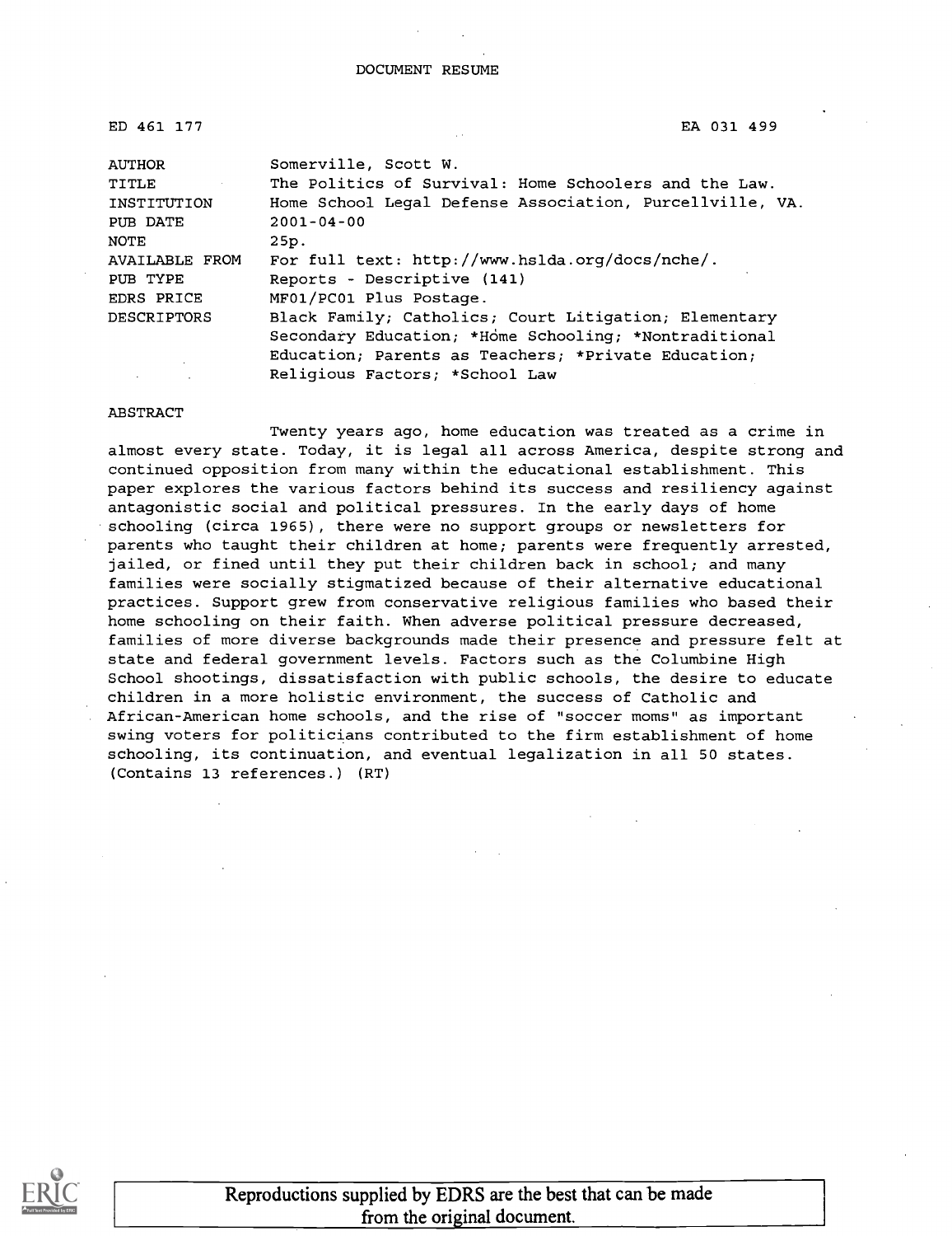DOCUMENT RESUME

| | |
|---|---|
| ED 461 177 | EA 031 499 |
| AUTHOR | Somerville, Scott W. |
| TITLE | The Politics of Survival: Home Schoolers and the Law. |
| INSTITUTION | Home School Legal Defense Association, Purcellville, VA. |
| PUB DATE | 2001-04-00 |
| NOTE | 25p. |
| AVAILABLE FROM | For full text: http://www.hslda.org/docs/nche/. |
| PUB TYPE | Reports - Descriptive (141) |
| EDRS PRICE | MF01/PC01 Plus Postage. |
| DESCRIPTORS | Black Family; Catholics; Court Litigation; Elementary Secondary Education; *Home Schooling; *Nontraditional Education; Parents as Teachers; *Private Education; Religious Factors; *School Law |

ABSTRACT

Twenty years ago, home education was treated as a crime in almost every state. Today, it is legal all across America, despite strong and continued opposition from many within the educational establishment. This paper explores the various factors behind its success and resiliency against antagonistic social and political pressures. In the early days of home schooling (circa 1965), there were no support groups or newsletters for parents who taught their children at home; parents were frequently arrested, jailed, or fined until they put their children back in school; and many families were socially stigmatized because of their alternative educational practices. Support grew from conservative religious families who based their home schooling on their faith. When adverse political pressure decreased, families of more diverse backgrounds made their presence and pressure felt at state and federal government levels. Factors such as the Columbine High School shootings, dissatisfaction with public schools, the desire to educate children in a more holistic environment, the success of Catholic and African-American home schools, and the rise of "soccer moms" as important swing voters for politicians contributed to the firm establishment of home schooling, its continuation, and eventual legalization in all 50 states. (Contains 13 references.) (RT)

Reproductions supplied by EDRS are the best that can be made from the original document.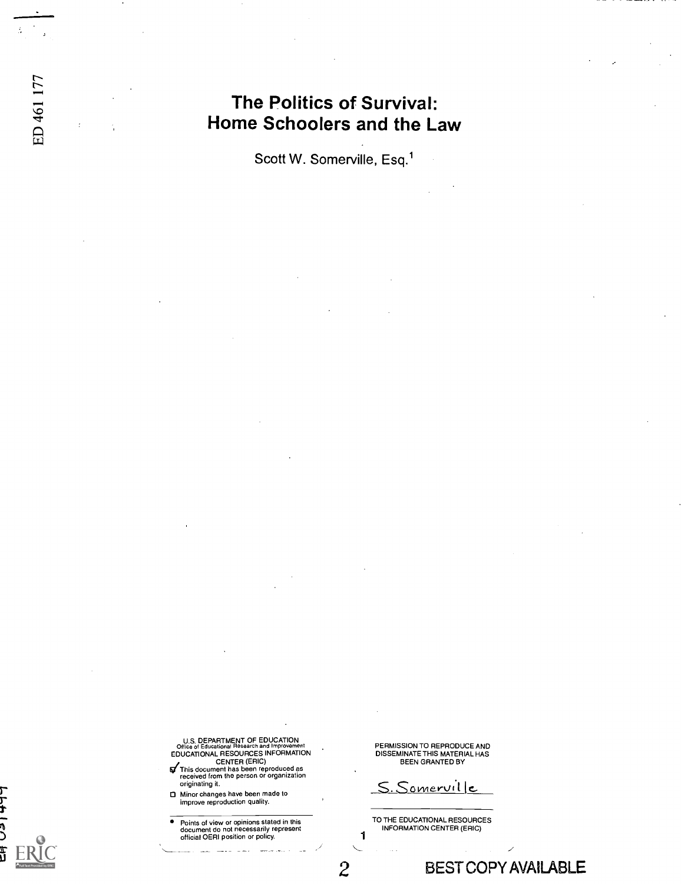# The Politics of Survival: Home Schoolers and the Law

Scott W. Somerville, Esq.[1]

U.S. DEPARTMENT OF EDUCATION
Office of Educational Research and Improvement
EDUCATIONAL RESOURCES INFORMATION CENTER (ERIC)

- ☑ This document has been reproduced as received from the person or organization originating it.
- ☐ Minor changes have been made to improve reproduction quality.

- Points of view or opinions stated in this document do not necessarily represent official OERI position or policy.

PERMISSION TO REPRODUCE AND DISSEMINATE THIS MATERIAL HAS BEEN GRANTED BY

S. Somerville

TO THE EDUCATIONAL RESOURCES INFORMATION CENTER (ERIC)

BEST COPY AVAILABLE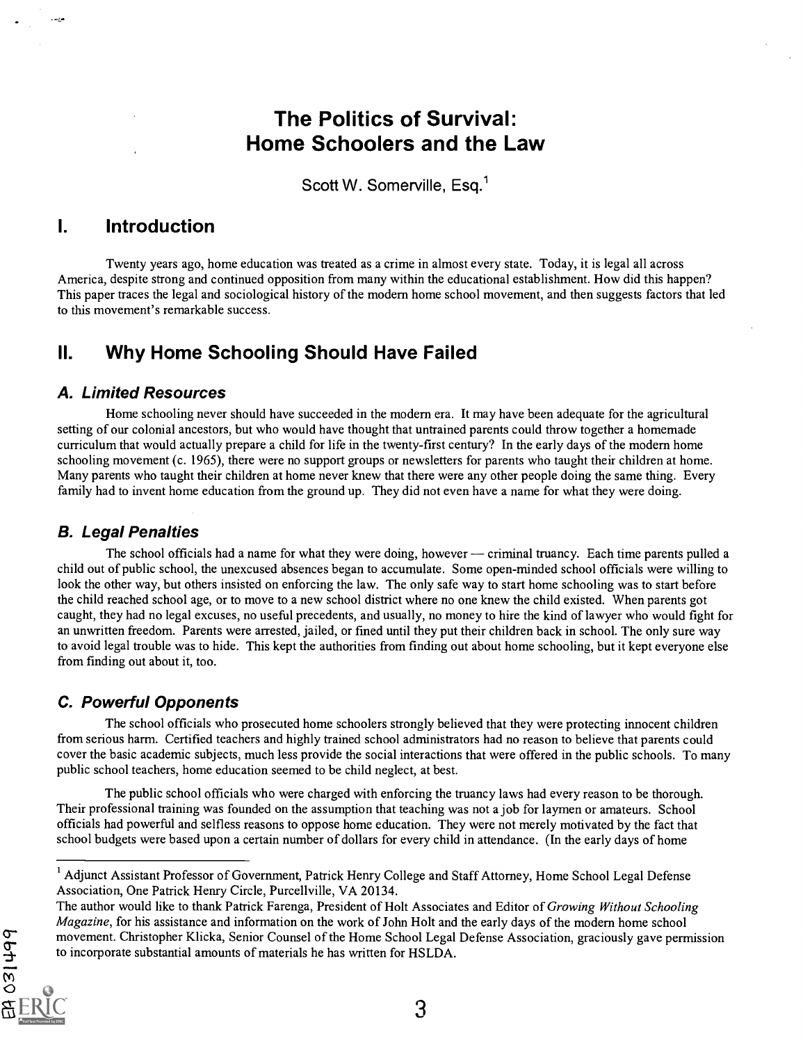# The Politics of Survival: Home Schoolers and the Law

Scott W. Somerville, Esq.[1]

## I. Introduction

Twenty years ago, home education was treated as a crime in almost every state. Today, it is legal all across America, despite strong and continued opposition from many within the educational establishment. How did this happen? This paper traces the legal and sociological history of the modern home school movement, and then suggests factors that led to this movement's remarkable success.

## II. Why Home Schooling Should Have Failed

### *A. Limited Resources*

Home schooling never should have succeeded in the modern era. It may have been adequate for the agricultural setting of our colonial ancestors, but who would have thought that untrained parents could throw together a homemade curriculum that would actually prepare a child for life in the twenty-first century? In the early days of the modern home schooling movement (c. 1965), there were no support groups or newsletters for parents who taught their children at home. Many parents who taught their children at home never knew that there were any other people doing the same thing. Every family had to invent home education from the ground up. They did not even have a name for what they were doing.

### *B. Legal Penalties*

The school officials had a name for what they were doing, however — criminal truancy. Each time parents pulled a child out of public school, the unexcused absences began to accumulate. Some open-minded school officials were willing to look the other way, but others insisted on enforcing the law. The only safe way to start home schooling was to start before the child reached school age, or to move to a new school district where no one knew the child existed. When parents got caught, they had no legal excuses, no useful precedents, and usually, no money to hire the kind of lawyer who would fight for an unwritten freedom. Parents were arrested, jailed, or fined until they put their children back in school. The only sure way to avoid legal trouble was to hide. This kept the authorities from finding out about home schooling, but it kept everyone else from finding out about it, too.

### *C. Powerful Opponents*

The school officials who prosecuted home schoolers strongly believed that they were protecting innocent children from serious harm. Certified teachers and highly trained school administrators had no reason to believe that parents could cover the basic academic subjects, much less provide the social interactions that were offered in the public schools. To many public school teachers, home education seemed to be child neglect, at best.

The public school officials who were charged with enforcing the truancy laws had every reason to be thorough. Their professional training was founded on the assumption that teaching was not a job for laymen or amateurs. School officials had powerful and selfless reasons to oppose home education. They were not merely motivated by the fact that school budgets were based upon a certain number of dollars for every child in attendance. (In the early days of home

---

[1] Adjunct Assistant Professor of Government, Patrick Henry College and Staff Attorney, Home School Legal Defense Association, One Patrick Henry Circle, Purcellville, VA 20134.

The author would like to thank Patrick Farenga, President of Holt Associates and Editor of *Growing Without Schooling Magazine*, for his assistance and information on the work of John Holt and the early days of the modern home school movement. Christopher Klicka, Senior Counsel of the Home School Legal Defense Association, graciously gave permission to incorporate substantial amounts of materials he has written for HSLDA.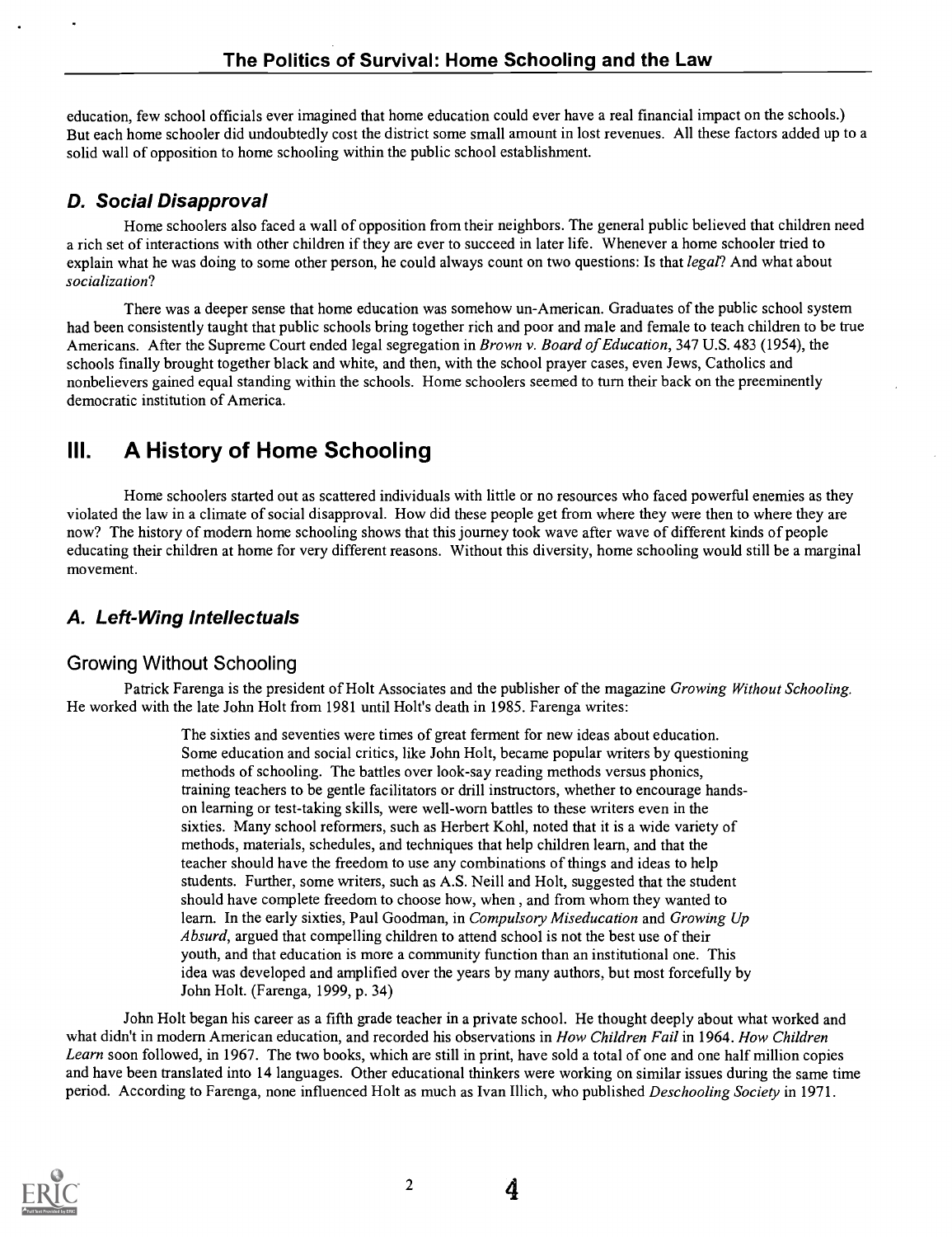education, few school officials ever imagined that home education could ever have a real financial impact on the schools.) But each home schooler did undoubtedly cost the district some small amount in lost revenues. All these factors added up to a solid wall of opposition to home schooling within the public school establishment.

### *D. Social Disapproval*

Home schoolers also faced a wall of opposition from their neighbors. The general public believed that children need a rich set of interactions with other children if they are ever to succeed in later life. Whenever a home schooler tried to explain what he was doing to some other person, he could always count on two questions: Is that *legal*? And what about *socialization*?

There was a deeper sense that home education was somehow un-American. Graduates of the public school system had been consistently taught that public schools bring together rich and poor and male and female to teach children to be true Americans. After the Supreme Court ended legal segregation in *Brown v. Board of Education*, 347 U.S. 483 (1954), the schools finally brought together black and white, and then, with the school prayer cases, even Jews, Catholics and nonbelievers gained equal standing within the schools. Home schoolers seemed to turn their back on the preeminently democratic institution of America.

## III. A History of Home Schooling

Home schoolers started out as scattered individuals with little or no resources who faced powerful enemies as they violated the law in a climate of social disapproval. How did these people get from where they were then to where they are now? The history of modern home schooling shows that this journey took wave after wave of different kinds of people educating their children at home for very different reasons. Without this diversity, home schooling would still be a marginal movement.

### *A. Left-Wing Intellectuals*

#### Growing Without Schooling

Patrick Farenga is the president of Holt Associates and the publisher of the magazine *Growing Without Schooling*. He worked with the late John Holt from 1981 until Holt's death in 1985. Farenga writes:

> The sixties and seventies were times of great ferment for new ideas about education. Some education and social critics, like John Holt, became popular writers by questioning methods of schooling. The battles over look-say reading methods versus phonics, training teachers to be gentle facilitators or drill instructors, whether to encourage hands-on learning or test-taking skills, were well-worn battles to these writers even in the sixties. Many school reformers, such as Herbert Kohl, noted that it is a wide variety of methods, materials, schedules, and techniques that help children learn, and that the teacher should have the freedom to use any combinations of things and ideas to help students. Further, some writers, such as A.S. Neill and Holt, suggested that the student should have complete freedom to choose how, when , and from whom they wanted to learn. In the early sixties, Paul Goodman, in *Compulsory Miseducation* and *Growing Up Absurd*, argued that compelling children to attend school is not the best use of their youth, and that education is more a community function than an institutional one. This idea was developed and amplified over the years by many authors, but most forcefully by John Holt. (Farenga, 1999, p. 34)

John Holt began his career as a fifth grade teacher in a private school. He thought deeply about what worked and what didn't in modern American education, and recorded his observations in *How Children Fail* in 1964. *How Children Learn* soon followed, in 1967. The two books, which are still in print, have sold a total of one and one half million copies and have been translated into 14 languages. Other educational thinkers were working on similar issues during the same time period. According to Farenga, none influenced Holt as much as Ivan Illich, who published *Deschooling Society* in 1971.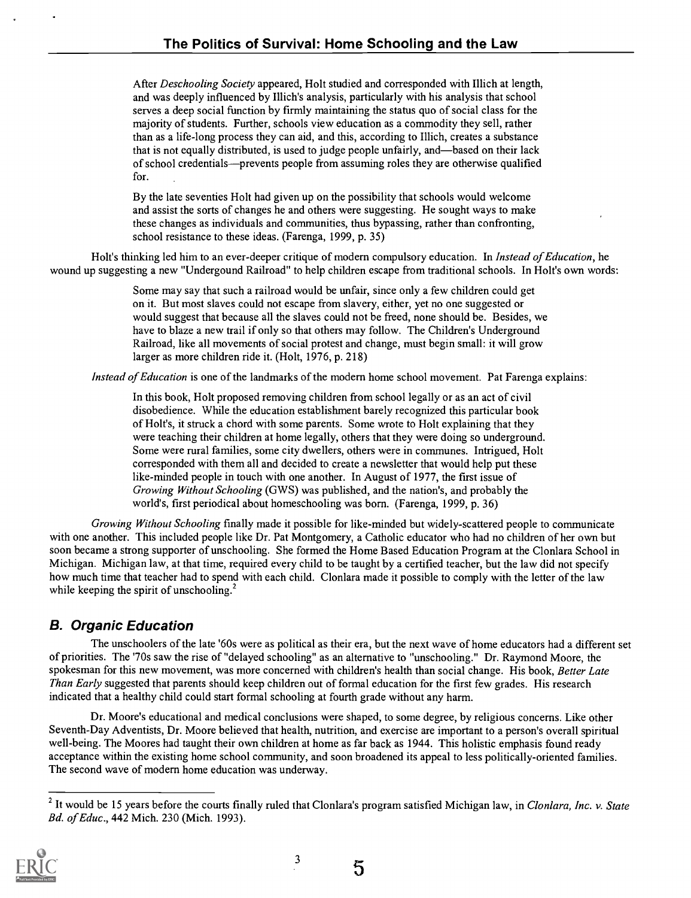> After *Deschooling Society* appeared, Holt studied and corresponded with Illich at length, and was deeply influenced by Illich's analysis, particularly with his analysis that school serves a deep social function by firmly maintaining the status quo of social class for the majority of students. Further, schools view education as a commodity they sell, rather than as a life-long process they can aid, and this, according to Illich, creates a substance that is not equally distributed, is used to judge people unfairly, and—based on their lack of school credentials—prevents people from assuming roles they are otherwise qualified for.
>
> By the late seventies Holt had given up on the possibility that schools would welcome and assist the sorts of changes he and others were suggesting. He sought ways to make these changes as individuals and communities, thus bypassing, rather than confronting, school resistance to these ideas. (Farenga, 1999, p. 35)

Holt's thinking led him to an ever-deeper critique of modern compulsory education. In *Instead of Education*, he wound up suggesting a new "Undergound Railroad" to help children escape from traditional schools. In Holt's own words:

> Some may say that such a railroad would be unfair, since only a few children could get on it. But most slaves could not escape from slavery, either, yet no one suggested or would suggest that because all the slaves could not be freed, none should be. Besides, we have to blaze a new trail if only so that others may follow. The Children's Underground Railroad, like all movements of social protest and change, must begin small: it will grow larger as more children ride it. (Holt, 1976, p. 218)

*Instead of Education* is one of the landmarks of the modern home school movement. Pat Farenga explains:

> In this book, Holt proposed removing children from school legally or as an act of civil disobedience. While the education establishment barely recognized this particular book of Holt's, it struck a chord with some parents. Some wrote to Holt explaining that they were teaching their children at home legally, others that they were doing so underground. Some were rural families, some city dwellers, others were in communes. Intrigued, Holt corresponded with them all and decided to create a newsletter that would help put these like-minded people in touch with one another. In August of 1977, the first issue of *Growing Without Schooling* (GWS) was published, and the nation's, and probably the world's, first periodical about homeschooling was born. (Farenga, 1999, p. 36)

*Growing Without Schooling* finally made it possible for like-minded but widely-scattered people to communicate with one another. This included people like Dr. Pat Montgomery, a Catholic educator who had no children of her own but soon became a strong supporter of unschooling. She formed the Home Based Education Program at the Clonlara School in Michigan. Michigan law, at that time, required every child to be taught by a certified teacher, but the law did not specify how much time that teacher had to spend with each child. Clonlara made it possible to comply with the letter of the law while keeping the spirit of unschooling.[2]

## B. Organic Education

The unschoolers of the late '60s were as political as their era, but the next wave of home educators had a different set of priorities. The '70s saw the rise of "delayed schooling" as an alternative to "unschooling." Dr. Raymond Moore, the spokesman for this new movement, was more concerned with children's health than social change. His book, *Better Late Than Early* suggested that parents should keep children out of formal education for the first few grades. His research indicated that a healthy child could start formal schooling at fourth grade without any harm.

Dr. Moore's educational and medical conclusions were shaped, to some degree, by religious concerns. Like other Seventh-Day Adventists, Dr. Moore believed that health, nutrition, and exercise are important to a person's overall spiritual well-being. The Moores had taught their own children at home as far back as 1944. This holistic emphasis found ready acceptance within the existing home school community, and soon broadened its appeal to less politically-oriented families. The second wave of modern home education was underway.

[2] It would be 15 years before the courts finally ruled that Clonlara's program satisfied Michigan law, in *Clonlara, Inc. v. State Bd. of Educ.*, 442 Mich. 230 (Mich. 1993).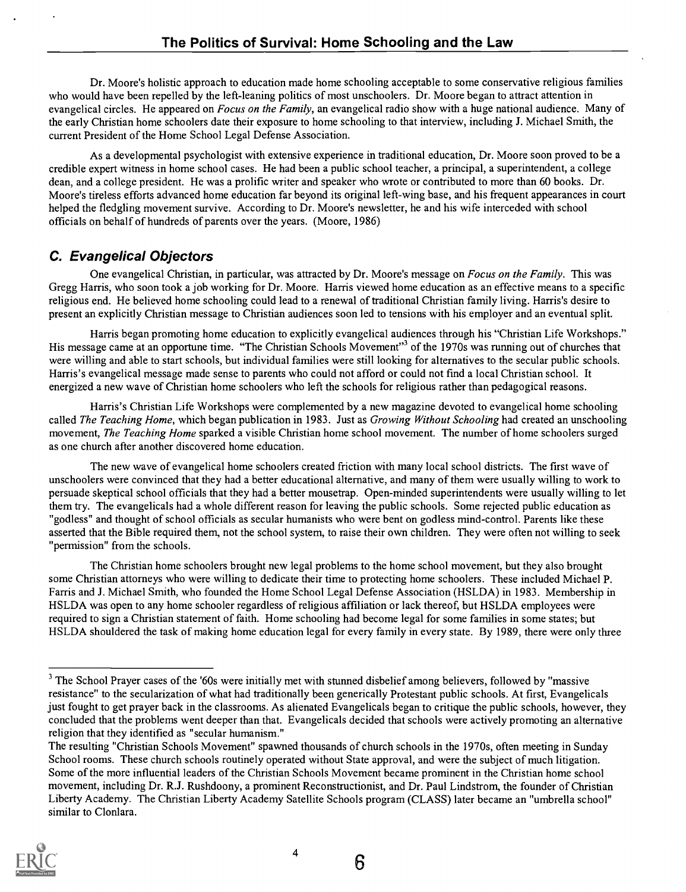Dr. Moore's holistic approach to education made home schooling acceptable to some conservative religious families who would have been repelled by the left-leaning politics of most unschoolers. Dr. Moore began to attract attention in evangelical circles. He appeared on *Focus on the Family*, an evangelical radio show with a huge national audience. Many of the early Christian home schoolers date their exposure to home schooling to that interview, including J. Michael Smith, the current President of the Home School Legal Defense Association.

As a developmental psychologist with extensive experience in traditional education, Dr. Moore soon proved to be a credible expert witness in home school cases. He had been a public school teacher, a principal, a superintendent, a college dean, and a college president. He was a prolific writer and speaker who wrote or contributed to more than 60 books. Dr. Moore's tireless efforts advanced home education far beyond its original left-wing base, and his frequent appearances in court helped the fledgling movement survive. According to Dr. Moore's newsletter, he and his wife interceded with school officials on behalf of hundreds of parents over the years. (Moore, 1986)

## C. Evangelical Objectors

One evangelical Christian, in particular, was attracted by Dr. Moore's message on *Focus on the Family*. This was Gregg Harris, who soon took a job working for Dr. Moore. Harris viewed home education as an effective means to a specific religious end. He believed home schooling could lead to a renewal of traditional Christian family living. Harris's desire to present an explicitly Christian message to Christian audiences soon led to tensions with his employer and an eventual split.

Harris began promoting home education to explicitly evangelical audiences through his "Christian Life Workshops." His message came at an opportune time. "The Christian Schools Movement"[3] of the 1970s was running out of churches that were willing and able to start schools, but individual families were still looking for alternatives to the secular public schools. Harris's evangelical message made sense to parents who could not afford or could not find a local Christian school. It energized a new wave of Christian home schoolers who left the schools for religious rather than pedagogical reasons.

Harris's Christian Life Workshops were complemented by a new magazine devoted to evangelical home schooling called *The Teaching Home*, which began publication in 1983. Just as *Growing Without Schooling* had created an unschooling movement, *The Teaching Home* sparked a visible Christian home school movement. The number of home schoolers surged as one church after another discovered home education.

The new wave of evangelical home schoolers created friction with many local school districts. The first wave of unschoolers were convinced that they had a better educational alternative, and many of them were usually willing to work to persuade skeptical school officials that they had a better mousetrap. Open-minded superintendents were usually willing to let them try. The evangelicals had a whole different reason for leaving the public schools. Some rejected public education as "godless" and thought of school officials as secular humanists who were bent on godless mind-control. Parents like these asserted that the Bible required them, not the school system, to raise their own children. They were often not willing to seek "permission" from the schools.

The Christian home schoolers brought new legal problems to the home school movement, but they also brought some Christian attorneys who were willing to dedicate their time to protecting home schoolers. These included Michael P. Farris and J. Michael Smith, who founded the Home School Legal Defense Association (HSLDA) in 1983. Membership in HSLDA was open to any home schooler regardless of religious affiliation or lack thereof, but HSLDA employees were required to sign a Christian statement of faith. Home schooling had become legal for some families in some states; but HSLDA shouldered the task of making home education legal for every family in every state. By 1989, there were only three

---

[3] The School Prayer cases of the '60s were initially met with stunned disbelief among believers, followed by "massive resistance" to the secularization of what had traditionally been generically Protestant public schools. At first, Evangelicals just fought to get prayer back in the classrooms. As alienated Evangelicals began to critique the public schools, however, they concluded that the problems went deeper than that. Evangelicals decided that schools were actively promoting an alternative religion that they identified as "secular humanism."

The resulting "Christian Schools Movement" spawned thousands of church schools in the 1970s, often meeting in Sunday School rooms. These church schools routinely operated without State approval, and were the subject of much litigation. Some of the more influential leaders of the Christian Schools Movement became prominent in the Christian home school movement, including Dr. R.J. Rushdoony, a prominent Reconstructionist, and Dr. Paul Lindstrom, the founder of Christian Liberty Academy. The Christian Liberty Academy Satellite Schools program (CLASS) later became an "umbrella school" similar to Clonlara.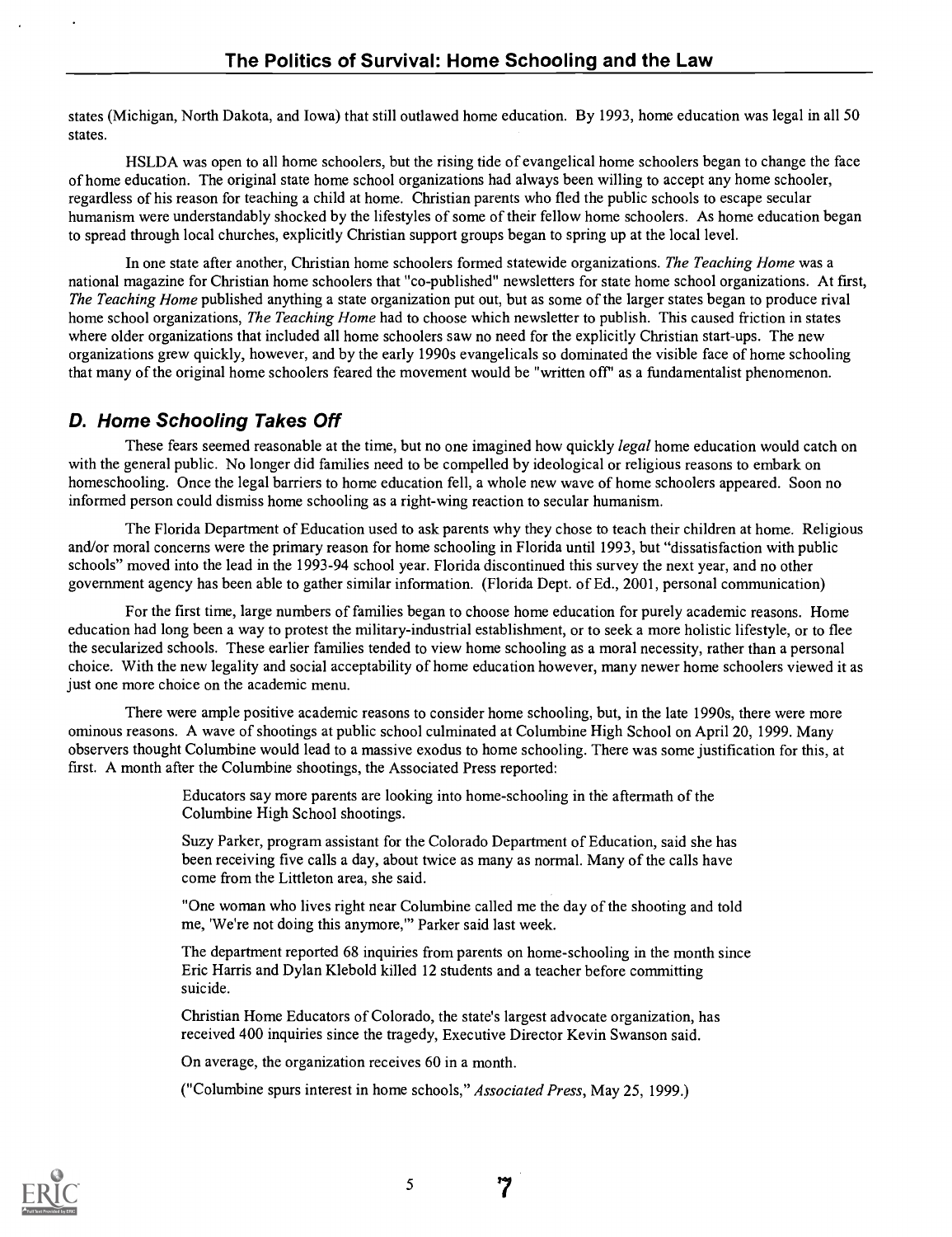states (Michigan, North Dakota, and Iowa) that still outlawed home education. By 1993, home education was legal in all 50 states.

HSLDA was open to all home schoolers, but the rising tide of evangelical home schoolers began to change the face of home education. The original state home school organizations had always been willing to accept any home schooler, regardless of his reason for teaching a child at home. Christian parents who fled the public schools to escape secular humanism were understandably shocked by the lifestyles of some of their fellow home schoolers. As home education began to spread through local churches, explicitly Christian support groups began to spring up at the local level.

In one state after another, Christian home schoolers formed statewide organizations. *The Teaching Home* was a national magazine for Christian home schoolers that "co-published" newsletters for state home school organizations. At first, *The Teaching Home* published anything a state organization put out, but as some of the larger states began to produce rival home school organizations, *The Teaching Home* had to choose which newsletter to publish. This caused friction in states where older organizations that included all home schoolers saw no need for the explicitly Christian start-ups. The new organizations grew quickly, however, and by the early 1990s evangelicals so dominated the visible face of home schooling that many of the original home schoolers feared the movement would be "written off" as a fundamentalist phenomenon.

## D. Home Schooling Takes Off

These fears seemed reasonable at the time, but no one imagined how quickly *legal* home education would catch on with the general public. No longer did families need to be compelled by ideological or religious reasons to embark on homeschooling. Once the legal barriers to home education fell, a whole new wave of home schoolers appeared. Soon no informed person could dismiss home schooling as a right-wing reaction to secular humanism.

The Florida Department of Education used to ask parents why they chose to teach their children at home. Religious and/or moral concerns were the primary reason for home schooling in Florida until 1993, but "dissatisfaction with public schools" moved into the lead in the 1993-94 school year. Florida discontinued this survey the next year, and no other government agency has been able to gather similar information. (Florida Dept. of Ed., 2001, personal communication)

For the first time, large numbers of families began to choose home education for purely academic reasons. Home education had long been a way to protest the military-industrial establishment, or to seek a more holistic lifestyle, or to flee the secularized schools. These earlier families tended to view home schooling as a moral necessity, rather than a personal choice. With the new legality and social acceptability of home education however, many newer home schoolers viewed it as just one more choice on the academic menu.

There were ample positive academic reasons to consider home schooling, but, in the late 1990s, there were more ominous reasons. A wave of shootings at public school culminated at Columbine High School on April 20, 1999. Many observers thought Columbine would lead to a massive exodus to home schooling. There was some justification for this, at first. A month after the Columbine shootings, the Associated Press reported:

> Educators say more parents are looking into home-schooling in the aftermath of the Columbine High School shootings.
>
> Suzy Parker, program assistant for the Colorado Department of Education, said she has been receiving five calls a day, about twice as many as normal. Many of the calls have come from the Littleton area, she said.
>
> "One woman who lives right near Columbine called me the day of the shooting and told me, 'We're not doing this anymore,'" Parker said last week.
>
> The department reported 68 inquiries from parents on home-schooling in the month since Eric Harris and Dylan Klebold killed 12 students and a teacher before committing suicide.
>
> Christian Home Educators of Colorado, the state's largest advocate organization, has received 400 inquiries since the tragedy, Executive Director Kevin Swanson said.
>
> On average, the organization receives 60 in a month.
>
> ("Columbine spurs interest in home schools," *Associated Press*, May 25, 1999.)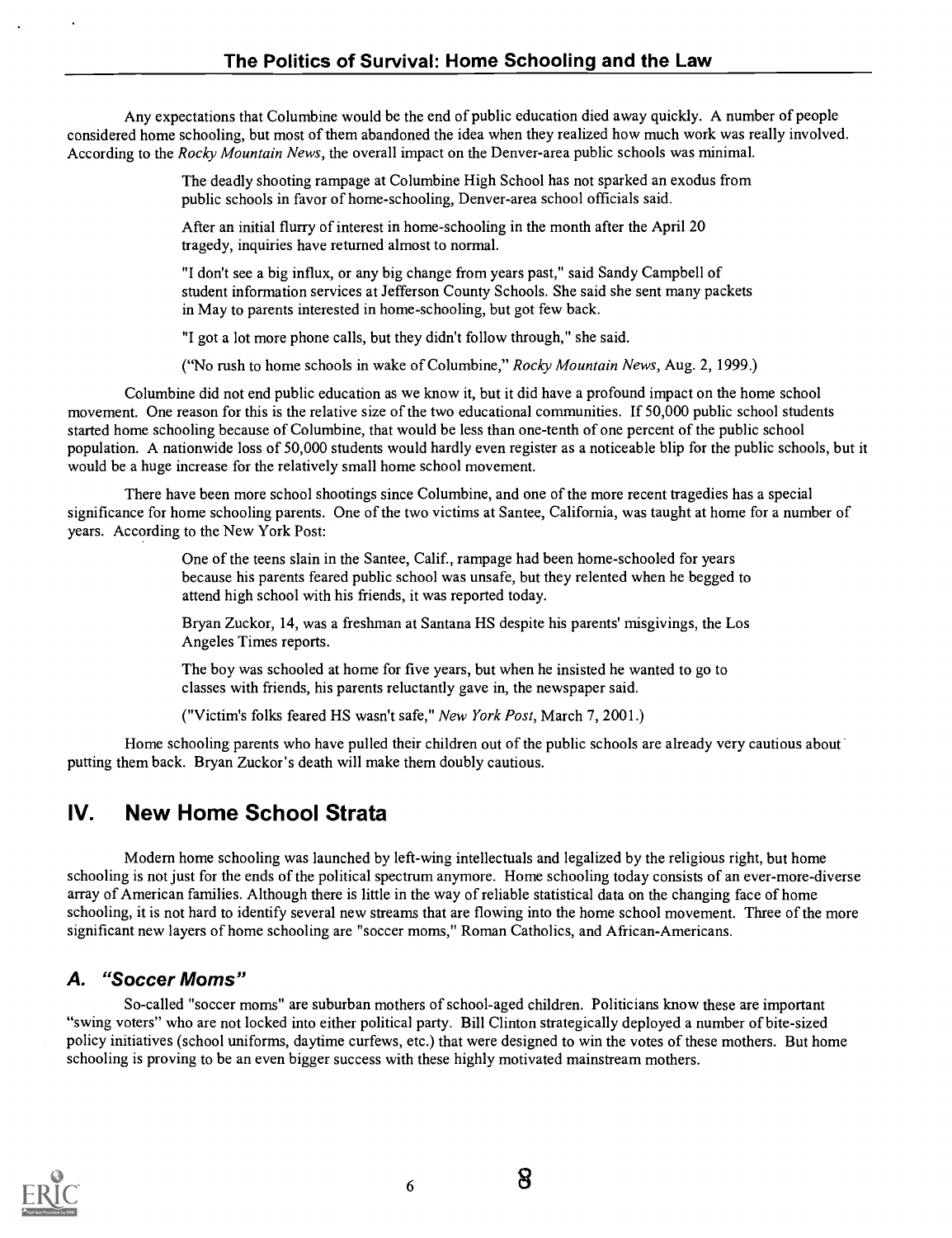Any expectations that Columbine would be the end of public education died away quickly. A number of people considered home schooling, but most of them abandoned the idea when they realized how much work was really involved. According to the *Rocky Mountain News*, the overall impact on the Denver-area public schools was minimal.

> The deadly shooting rampage at Columbine High School has not sparked an exodus from public schools in favor of home-schooling, Denver-area school officials said.
>
> After an initial flurry of interest in home-schooling in the month after the April 20 tragedy, inquiries have returned almost to normal.
>
> "I don't see a big influx, or any big change from years past," said Sandy Campbell of student information services at Jefferson County Schools. She said she sent many packets in May to parents interested in home-schooling, but got few back.
>
> "I got a lot more phone calls, but they didn't follow through," she said.
>
> ("No rush to home schools in wake of Columbine," *Rocky Mountain News*, Aug. 2, 1999.)

Columbine did not end public education as we know it, but it did have a profound impact on the home school movement. One reason for this is the relative size of the two educational communities. If 50,000 public school students started home schooling because of Columbine, that would be less than one-tenth of one percent of the public school population. A nationwide loss of 50,000 students would hardly even register as a noticeable blip for the public schools, but it would be a huge increase for the relatively small home school movement.

There have been more school shootings since Columbine, and one of the more recent tragedies has a special significance for home schooling parents. One of the two victims at Santee, California, was taught at home for a number of years. According to the New York Post:

> One of the teens slain in the Santee, Calif., rampage had been home-schooled for years because his parents feared public school was unsafe, but they relented when he begged to attend high school with his friends, it was reported today.
>
> Bryan Zuckor, 14, was a freshman at Santana HS despite his parents' misgivings, the Los Angeles Times reports.
>
> The boy was schooled at home for five years, but when he insisted he wanted to go to classes with friends, his parents reluctantly gave in, the newspaper said.
>
> ("Victim's folks feared HS wasn't safe," *New York Post*, March 7, 2001.)

Home schooling parents who have pulled their children out of the public schools are already very cautious about putting them back. Bryan Zuckor's death will make them doubly cautious.

## IV. New Home School Strata

Modern home schooling was launched by left-wing intellectuals and legalized by the religious right, but home schooling is not just for the ends of the political spectrum anymore. Home schooling today consists of an ever-more-diverse array of American families. Although there is little in the way of reliable statistical data on the changing face of home schooling, it is not hard to identify several new streams that are flowing into the home school movement. Three of the more significant new layers of home schooling are "soccer moms," Roman Catholics, and African-Americans.

### *A. "Soccer Moms"*

So-called "soccer moms" are suburban mothers of school-aged children. Politicians know these are important "swing voters" who are not locked into either political party. Bill Clinton strategically deployed a number of bite-sized policy initiatives (school uniforms, daytime curfews, etc.) that were designed to win the votes of these mothers. But home schooling is proving to be an even bigger success with these highly motivated mainstream mothers.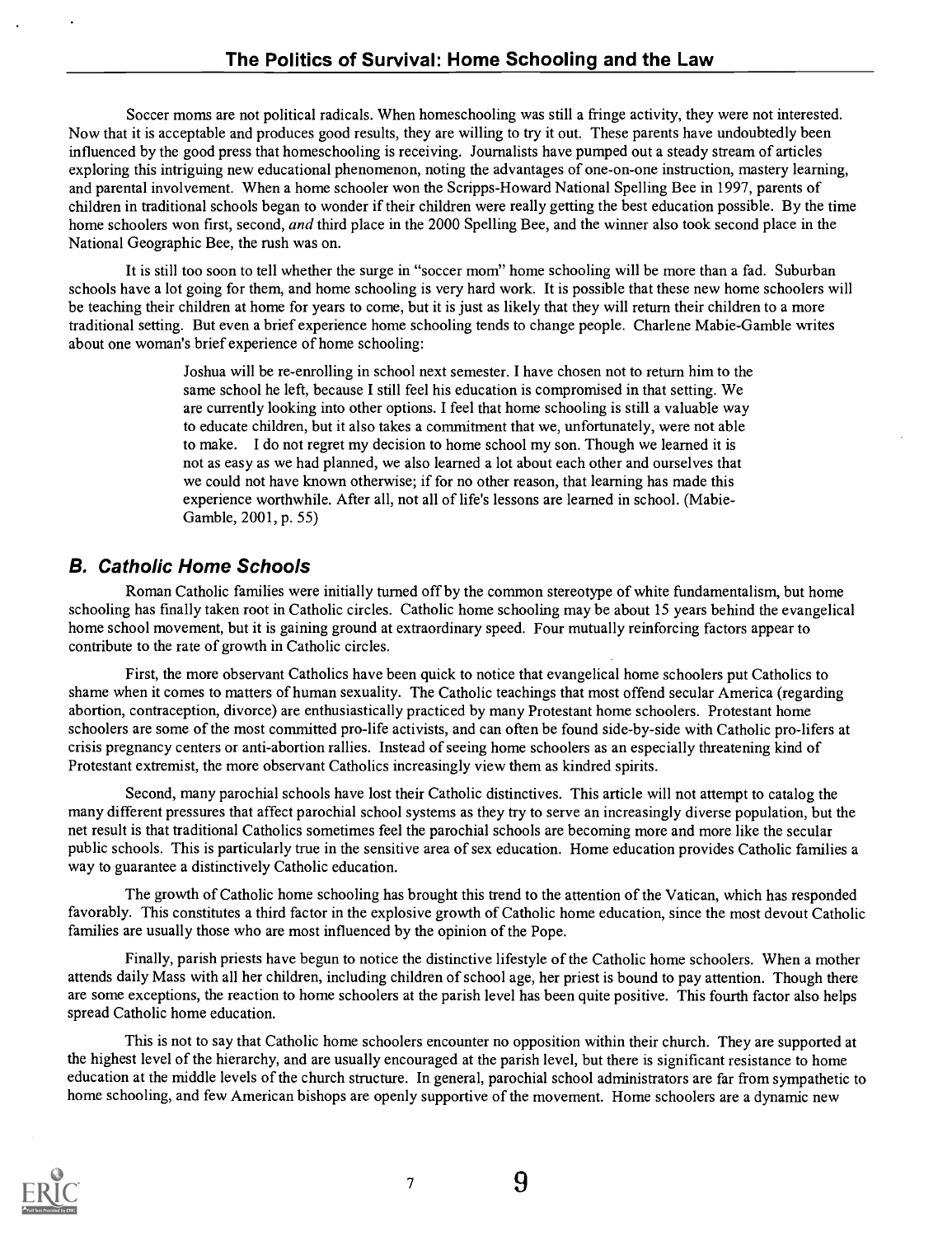Soccer moms are not political radicals. When homeschooling was still a fringe activity, they were not interested. Now that it is acceptable and produces good results, they are willing to try it out. These parents have undoubtedly been influenced by the good press that homeschooling is receiving. Journalists have pumped out a steady stream of articles exploring this intriguing new educational phenomenon, noting the advantages of one-on-one instruction, mastery learning, and parental involvement. When a home schooler won the Scripps-Howard National Spelling Bee in 1997, parents of children in traditional schools began to wonder if their children were really getting the best education possible. By the time home schoolers won first, second, *and* third place in the 2000 Spelling Bee, and the winner also took second place in the National Geographic Bee, the rush was on.

It is still too soon to tell whether the surge in "soccer mom" home schooling will be more than a fad. Suburban schools have a lot going for them, and home schooling is very hard work. It is possible that these new home schoolers will be teaching their children at home for years to come, but it is just as likely that they will return their children to a more traditional setting. But even a brief experience home schooling tends to change people. Charlene Mabie-Gamble writes about one woman's brief experience of home schooling:

> Joshua will be re-enrolling in school next semester. I have chosen not to return him to the same school he left, because I still feel his education is compromised in that setting. We are currently looking into other options. I feel that home schooling is still a valuable way to educate children, but it also takes a commitment that we, unfortunately, were not able to make. I do not regret my decision to home school my son. Though we learned it is not as easy as we had planned, we also learned a lot about each other and ourselves that we could not have known otherwise; if for no other reason, that learning has made this experience worthwhile. After all, not all of life's lessons are learned in school. (Mabie-Gamble, 2001, p. 55)

## B. Catholic Home Schools

Roman Catholic families were initially turned off by the common stereotype of white fundamentalism, but home schooling has finally taken root in Catholic circles. Catholic home schooling may be about 15 years behind the evangelical home school movement, but it is gaining ground at extraordinary speed. Four mutually reinforcing factors appear to contribute to the rate of growth in Catholic circles.

First, the more observant Catholics have been quick to notice that evangelical home schoolers put Catholics to shame when it comes to matters of human sexuality. The Catholic teachings that most offend secular America (regarding abortion, contraception, divorce) are enthusiastically practiced by many Protestant home schoolers. Protestant home schoolers are some of the most committed pro-life activists, and can often be found side-by-side with Catholic pro-lifers at crisis pregnancy centers or anti-abortion rallies. Instead of seeing home schoolers as an especially threatening kind of Protestant extremist, the more observant Catholics increasingly view them as kindred spirits.

Second, many parochial schools have lost their Catholic distinctives. This article will not attempt to catalog the many different pressures that affect parochial school systems as they try to serve an increasingly diverse population, but the net result is that traditional Catholics sometimes feel the parochial schools are becoming more and more like the secular public schools. This is particularly true in the sensitive area of sex education. Home education provides Catholic families a way to guarantee a distinctively Catholic education.

The growth of Catholic home schooling has brought this trend to the attention of the Vatican, which has responded favorably. This constitutes a third factor in the explosive growth of Catholic home education, since the most devout Catholic families are usually those who are most influenced by the opinion of the Pope.

Finally, parish priests have begun to notice the distinctive lifestyle of the Catholic home schoolers. When a mother attends daily Mass with all her children, including children of school age, her priest is bound to pay attention. Though there are some exceptions, the reaction to home schoolers at the parish level has been quite positive. This fourth factor also helps spread Catholic home education.

This is not to say that Catholic home schoolers encounter no opposition within their church. They are supported at the highest level of the hierarchy, and are usually encouraged at the parish level, but there is significant resistance to home education at the middle levels of the church structure. In general, parochial school administrators are far from sympathetic to home schooling, and few American bishops are openly supportive of the movement. Home schoolers are a dynamic new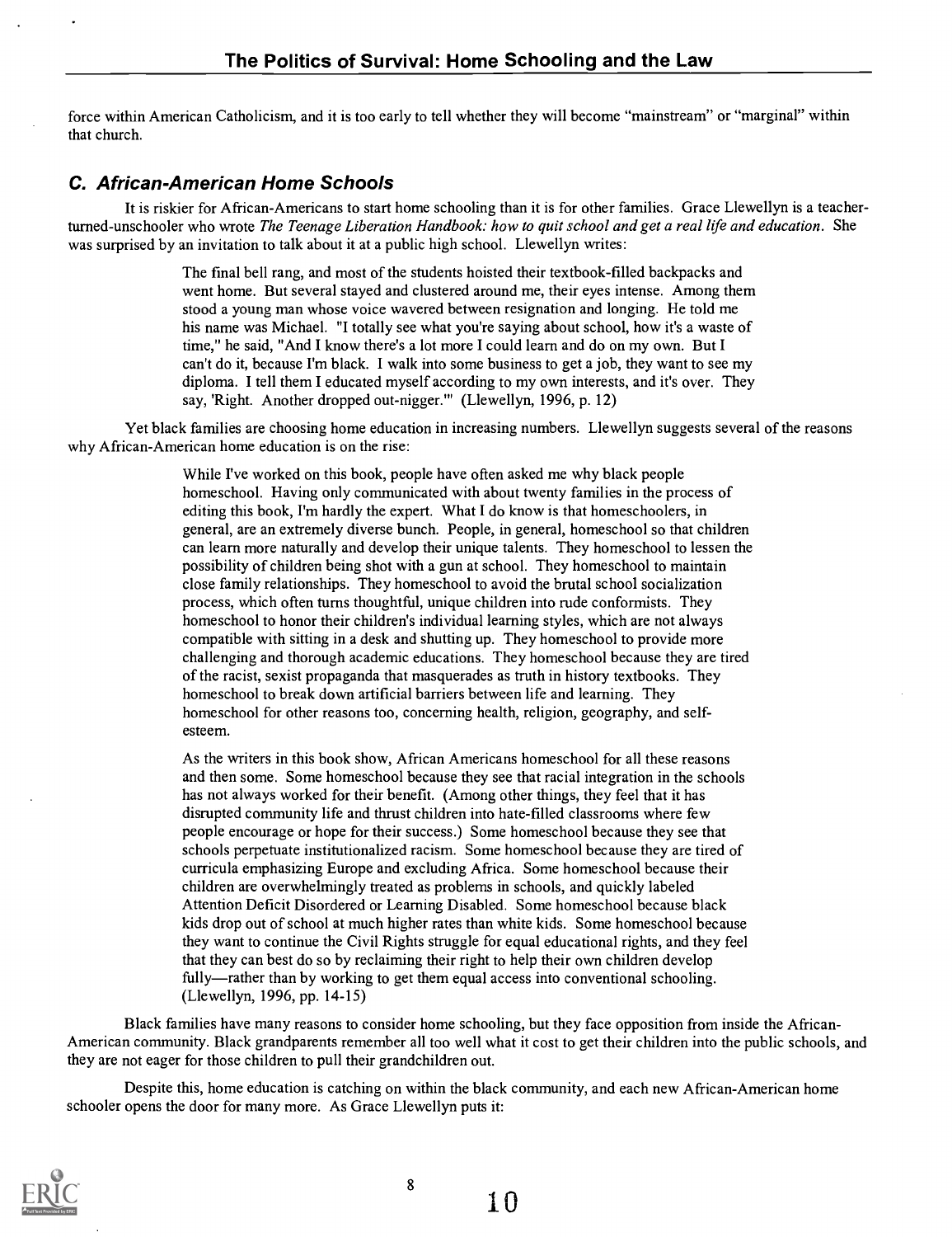force within American Catholicism, and it is too early to tell whether they will become "mainstream" or "marginal" within that church.

### C. African-American Home Schools

It is riskier for African-Americans to start home schooling than it is for other families. Grace Llewellyn is a teacher-turned-unschooler who wrote *The Teenage Liberation Handbook: how to quit school and get a real life and education*. She was surprised by an invitation to talk about it at a public high school. Llewellyn writes:

> The final bell rang, and most of the students hoisted their textbook-filled backpacks and went home. But several stayed and clustered around me, their eyes intense. Among them stood a young man whose voice wavered between resignation and longing. He told me his name was Michael. "I totally see what you're saying about school, how it's a waste of time," he said, "And I know there's a lot more I could learn and do on my own. But I can't do it, because I'm black. I walk into some business to get a job, they want to see my diploma. I tell them I educated myself according to my own interests, and it's over. They say, 'Right. Another dropped out-nigger.'" (Llewellyn, 1996, p. 12)

Yet black families are choosing home education in increasing numbers. Llewellyn suggests several of the reasons why African-American home education is on the rise:

> While I've worked on this book, people have often asked me why black people homeschool. Having only communicated with about twenty families in the process of editing this book, I'm hardly the expert. What I do know is that homeschoolers, in general, are an extremely diverse bunch. People, in general, homeschool so that children can learn more naturally and develop their unique talents. They homeschool to lessen the possibility of children being shot with a gun at school. They homeschool to maintain close family relationships. They homeschool to avoid the brutal school socialization process, which often turns thoughtful, unique children into rude conformists. They homeschool to honor their children's individual learning styles, which are not always compatible with sitting in a desk and shutting up. They homeschool to provide more challenging and thorough academic educations. They homeschool because they are tired of the racist, sexist propaganda that masquerades as truth in history textbooks. They homeschool to break down artificial barriers between life and learning. They homeschool for other reasons too, concerning health, religion, geography, and self-esteem.
>
> As the writers in this book show, African Americans homeschool for all these reasons and then some. Some homeschool because they see that racial integration in the schools has not always worked for their benefit. (Among other things, they feel that it has disrupted community life and thrust children into hate-filled classrooms where few people encourage or hope for their success.) Some homeschool because they see that schools perpetuate institutionalized racism. Some homeschool because they are tired of curricula emphasizing Europe and excluding Africa. Some homeschool because their children are overwhelmingly treated as problems in schools, and quickly labeled Attention Deficit Disordered or Learning Disabled. Some homeschool because black kids drop out of school at much higher rates than white kids. Some homeschool because they want to continue the Civil Rights struggle for equal educational rights, and they feel that they can best do so by reclaiming their right to help their own children develop fully—rather than by working to get them equal access into conventional schooling. (Llewellyn, 1996, pp. 14-15)

Black families have many reasons to consider home schooling, but they face opposition from inside the African-American community. Black grandparents remember all too well what it cost to get their children into the public schools, and they are not eager for those children to pull their grandchildren out.

Despite this, home education is catching on within the black community, and each new African-American home schooler opens the door for many more. As Grace Llewellyn puts it: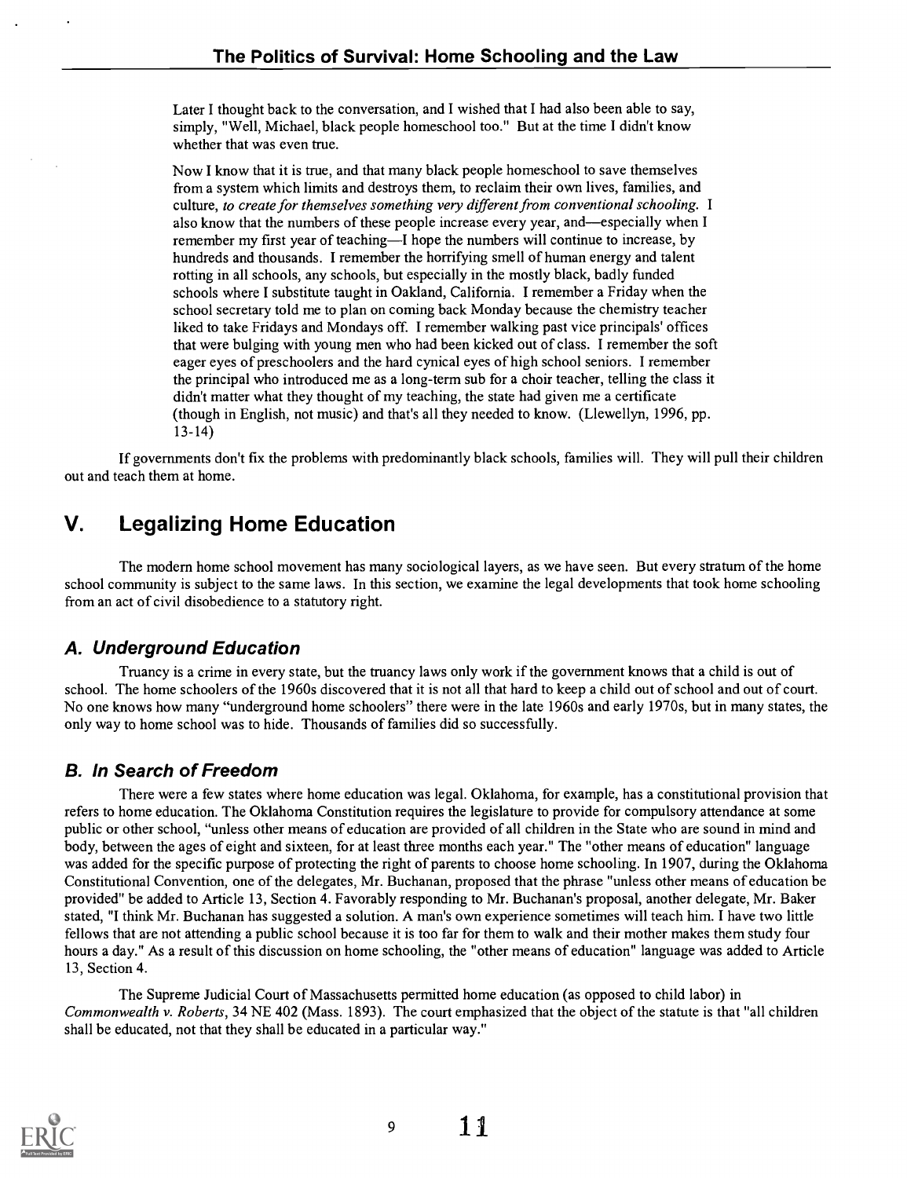> Later I thought back to the conversation, and I wished that I had also been able to say, simply, "Well, Michael, black people homeschool too." But at the time I didn't know whether that was even true.
>
> Now I know that it is true, and that many black people homeschool to save themselves from a system which limits and destroys them, to reclaim their own lives, families, and culture, *to create for themselves something very different from conventional schooling.* I also know that the numbers of these people increase every year, and—especially when I remember my first year of teaching—I hope the numbers will continue to increase, by hundreds and thousands. I remember the horrifying smell of human energy and talent rotting in all schools, any schools, but especially in the mostly black, badly funded schools where I substitute taught in Oakland, California. I remember a Friday when the school secretary told me to plan on coming back Monday because the chemistry teacher liked to take Fridays and Mondays off. I remember walking past vice principals' offices that were bulging with young men who had been kicked out of class. I remember the soft eager eyes of preschoolers and the hard cynical eyes of high school seniors. I remember the principal who introduced me as a long-term sub for a choir teacher, telling the class it didn't matter what they thought of my teaching, the state had given me a certificate (though in English, not music) and that's all they needed to know. (Llewellyn, 1996, pp. 13-14)

If governments don't fix the problems with predominantly black schools, families will. They will pull their children out and teach them at home.

# V. Legalizing Home Education

The modern home school movement has many sociological layers, as we have seen. But every stratum of the home school community is subject to the same laws. In this section, we examine the legal developments that took home schooling from an act of civil disobedience to a statutory right.

## A. Underground Education

Truancy is a crime in every state, but the truancy laws only work if the government knows that a child is out of school. The home schoolers of the 1960s discovered that it is not all that hard to keep a child out of school and out of court. No one knows how many "underground home schoolers" there were in the late 1960s and early 1970s, but in many states, the only way to home school was to hide. Thousands of families did so successfully.

## B. In Search of Freedom

There were a few states where home education was legal. Oklahoma, for example, has a constitutional provision that refers to home education. The Oklahoma Constitution requires the legislature to provide for compulsory attendance at some public or other school, "unless other means of education are provided of all children in the State who are sound in mind and body, between the ages of eight and sixteen, for at least three months each year." The "other means of education" language was added for the specific purpose of protecting the right of parents to choose home schooling. In 1907, during the Oklahoma Constitutional Convention, one of the delegates, Mr. Buchanan, proposed that the phrase "unless other means of education be provided" be added to Article 13, Section 4. Favorably responding to Mr. Buchanan's proposal, another delegate, Mr. Baker stated, "I think Mr. Buchanan has suggested a solution. A man's own experience sometimes will teach him. I have two little fellows that are not attending a public school because it is too far for them to walk and their mother makes them study four hours a day." As a result of this discussion on home schooling, the "other means of education" language was added to Article 13, Section 4.

The Supreme Judicial Court of Massachusetts permitted home education (as opposed to child labor) in *Commonwealth v. Roberts*, 34 NE 402 (Mass. 1893). The court emphasized that the object of the statute is that "all children shall be educated, not that they shall be educated in a particular way."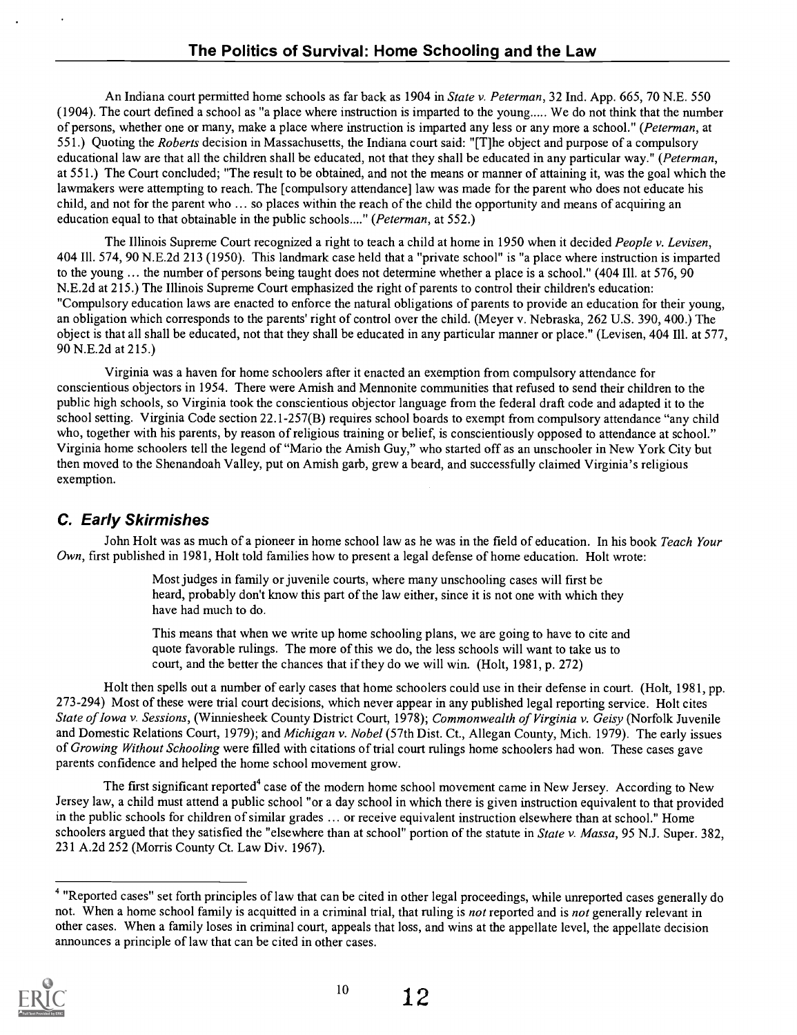An Indiana court permitted home schools as far back as 1904 in *State v. Peterman*, 32 Ind. App. 665, 70 N.E. 550 (1904). The court defined a school as "a place where instruction is imparted to the young..... We do not think that the number of persons, whether one or many, make a place where instruction is imparted any less or any more a school." (*Peterman*, at 551.) Quoting the *Roberts* decision in Massachusetts, the Indiana court said: "[T]he object and purpose of a compulsory educational law are that all the children shall be educated, not that they shall be educated in any particular way." (*Peterman*, at 551.) The Court concluded; "The result to be obtained, and not the means or manner of attaining it, was the goal which the lawmakers were attempting to reach. The [compulsory attendance] law was made for the parent who does not educate his child, and not for the parent who ... so places within the reach of the child the opportunity and means of acquiring an education equal to that obtainable in the public schools...." (*Peterman*, at 552.)

The Illinois Supreme Court recognized a right to teach a child at home in 1950 when it decided *People v. Levisen*, 404 Ill. 574, 90 N.E.2d 213 (1950). This landmark case held that a "private school" is "a place where instruction is imparted to the young ... the number of persons being taught does not determine whether a place is a school." (404 Ill. at 576, 90 N.E.2d at 215.) The Illinois Supreme Court emphasized the right of parents to control their children's education: "Compulsory education laws are enacted to enforce the natural obligations of parents to provide an education for their young, an obligation which corresponds to the parents' right of control over the child. (Meyer v. Nebraska, 262 U.S. 390, 400.) The object is that all shall be educated, not that they shall be educated in any particular manner or place." (Levisen, 404 Ill. at 577, 90 N.E.2d at 215.)

Virginia was a haven for home schoolers after it enacted an exemption from compulsory attendance for conscientious objectors in 1954. There were Amish and Mennonite communities that refused to send their children to the public high schools, so Virginia took the conscientious objector language from the federal draft code and adapted it to the school setting. Virginia Code section 22.1-257(B) requires school boards to exempt from compulsory attendance "any child who, together with his parents, by reason of religious training or belief, is conscientiously opposed to attendance at school." Virginia home schoolers tell the legend of "Mario the Amish Guy," who started off as an unschooler in New York City but then moved to the Shenandoah Valley, put on Amish garb, grew a beard, and successfully claimed Virginia's religious exemption.

## C. Early Skirmishes

John Holt was as much of a pioneer in home school law as he was in the field of education. In his book *Teach Your Own*, first published in 1981, Holt told families how to present a legal defense of home education. Holt wrote:

> Most judges in family or juvenile courts, where many unschooling cases will first be heard, probably don't know this part of the law either, since it is not one with which they have had much to do.
>
> This means that when we write up home schooling plans, we are going to have to cite and quote favorable rulings. The more of this we do, the less schools will want to take us to court, and the better the chances that if they do we will win. (Holt, 1981, p. 272)

Holt then spells out a number of early cases that home schoolers could use in their defense in court. (Holt, 1981, pp. 273-294) Most of these were trial court decisions, which never appear in any published legal reporting service. Holt cites *State of Iowa v. Sessions*, (Winniesheek County District Court, 1978); *Commonwealth of Virginia v. Geisy* (Norfolk Juvenile and Domestic Relations Court, 1979); and *Michigan v. Nobel* (57th Dist. Ct., Allegan County, Mich. 1979). The early issues of *Growing Without Schooling* were filled with citations of trial court rulings home schoolers had won. These cases gave parents confidence and helped the home school movement grow.

The first significant reported[4] case of the modern home school movement came in New Jersey. According to New Jersey law, a child must attend a public school "or a day school in which there is given instruction equivalent to that provided in the public schools for children of similar grades ... or receive equivalent instruction elsewhere than at school." Home schoolers argued that they satisfied the "elsewhere than at school" portion of the statute in *State v. Massa*, 95 N.J. Super. 382, 231 A.2d 252 (Morris County Ct. Law Div. 1967).

---

[4] "Reported cases" set forth principles of law that can be cited in other legal proceedings, while unreported cases generally do not. When a home school family is acquitted in a criminal trial, that ruling is *not* reported and is *not* generally relevant in other cases. When a family loses in criminal court, appeals that loss, and wins at the appellate level, the appellate decision announces a principle of law that can be cited in other cases.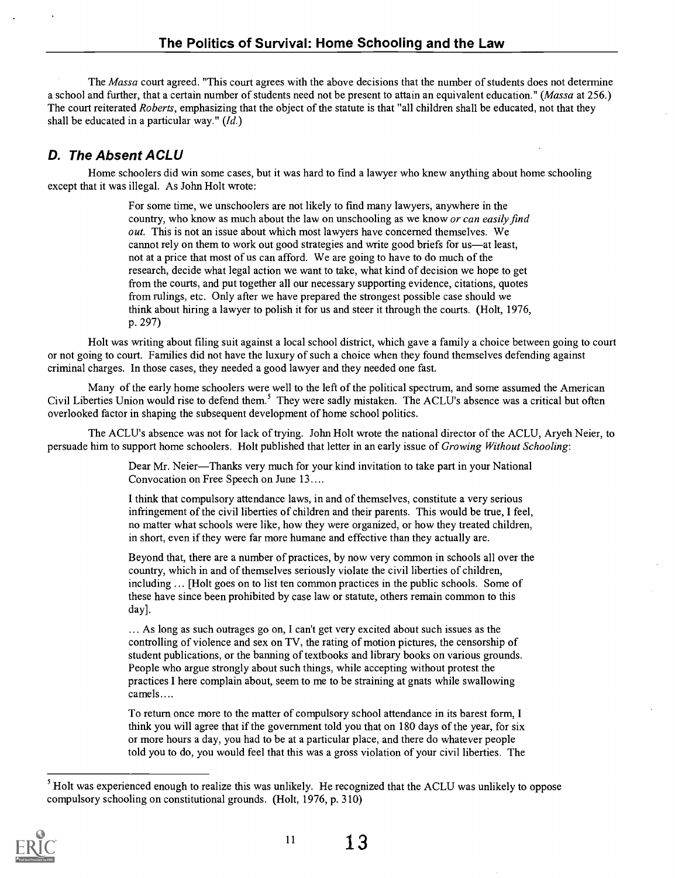The *Massa* court agreed. "This court agrees with the above decisions that the number of students does not determine a school and further, that a certain number of students need not be present to attain an equivalent education." (*Massa* at 256.) The court reiterated *Roberts*, emphasizing that the object of the statute is that "all children shall be educated, not that they shall be educated in a particular way." (*Id.*)

## D. The Absent ACLU

Home schoolers did win some cases, but it was hard to find a lawyer who knew anything about home schooling except that it was illegal. As John Holt wrote:

> For some time, we unschoolers are not likely to find many lawyers, anywhere in the country, who know as much about the law on unschooling as we know *or can easily find out.* This is not an issue about which most lawyers have concerned themselves. We cannot rely on them to work out good strategies and write good briefs for us—at least, not at a price that most of us can afford. We are going to have to do much of the research, decide what legal action we want to take, what kind of decision we hope to get from the courts, and put together all our necessary supporting evidence, citations, quotes from rulings, etc. Only after we have prepared the strongest possible case should we think about hiring a lawyer to polish it for us and steer it through the courts. (Holt, 1976, p. 297)

Holt was writing about filing suit against a local school district, which gave a family a choice between going to court or not going to court. Families did not have the luxury of such a choice when they found themselves defending against criminal charges. In those cases, they needed a good lawyer and they needed one fast.

Many of the early home schoolers were well to the left of the political spectrum, and some assumed the American Civil Liberties Union would rise to defend them.[5] They were sadly mistaken. The ACLU's absence was a critical but often overlooked factor in shaping the subsequent development of home school politics.

The ACLU's absence was not for lack of trying. John Holt wrote the national director of the ACLU, Aryeh Neier, to persuade him to support home schoolers. Holt published that letter in an early issue of *Growing Without Schooling*:

> Dear Mr. Neier—Thanks very much for your kind invitation to take part in your National Convocation on Free Speech on June 13....
>
> I think that compulsory attendance laws, in and of themselves, constitute a very serious infringement of the civil liberties of children and their parents. This would be true, I feel, no matter what schools were like, how they were organized, or how they treated children, in short, even if they were far more humane and effective than they actually are.
>
> Beyond that, there are a number of practices, by now very common in schools all over the country, which in and of themselves seriously violate the civil liberties of children, including ... [Holt goes on to list ten common practices in the public schools. Some of these have since been prohibited by case law or statute, others remain common to this day].
>
> ... As long as such outrages go on, I can't get very excited about such issues as the controlling of violence and sex on TV, the rating of motion pictures, the censorship of student publications, or the banning of textbooks and library books on various grounds. People who argue strongly about such things, while accepting without protest the practices I here complain about, seem to me to be straining at gnats while swallowing camels....
>
> To return once more to the matter of compulsory school attendance in its barest form, I think you will agree that if the government told you that on 180 days of the year, for six or more hours a day, you had to be at a particular place, and there do whatever people told you to do, you would feel that this was a gross violation of your civil liberties. The

---

[5] Holt was experienced enough to realize this was unlikely. He recognized that the ACLU was unlikely to oppose compulsory schooling on constitutional grounds. (Holt, 1976, p. 310)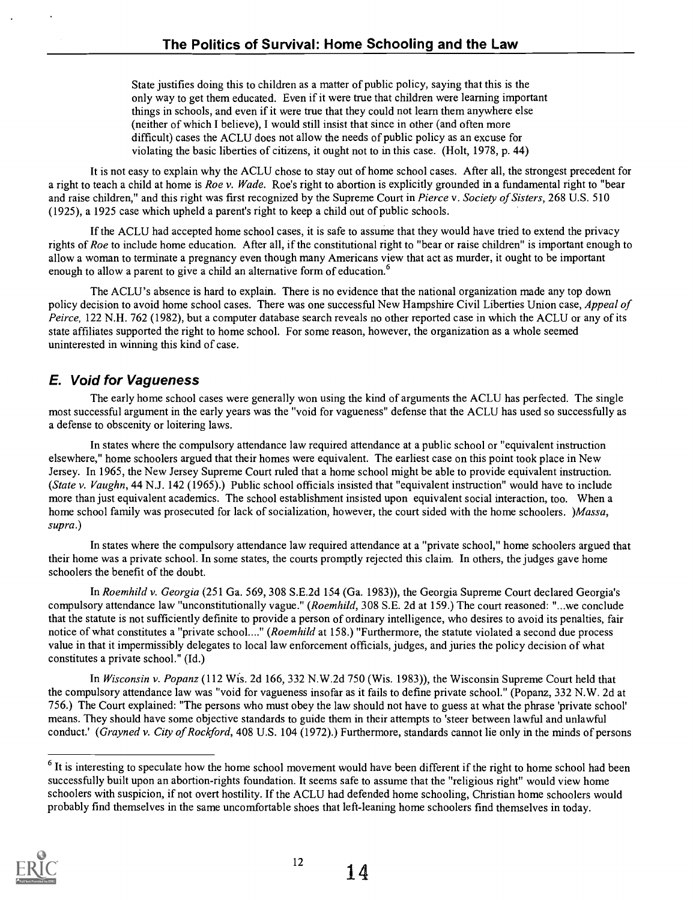> State justifies doing this to children as a matter of public policy, saying that this is the only way to get them educated. Even if it were true that children were learning important things in schools, and even if it were true that they could not learn them anywhere else (neither of which I believe), I would still insist that since in other (and often more difficult) cases the ACLU does not allow the needs of public policy as an excuse for violating the basic liberties of citizens, it ought not to in this case. (Holt, 1978, p. 44)

It is not easy to explain why the ACLU chose to stay out of home school cases. After all, the strongest precedent for a right to teach a child at home is *Roe v. Wade*. Roe's right to abortion is explicitly grounded in a fundamental right to "bear and raise children," and this right was first recognized by the Supreme Court in *Pierce v. Society of Sisters*, 268 U.S. 510 (1925), a 1925 case which upheld a parent's right to keep a child out of public schools.

If the ACLU had accepted home school cases, it is safe to assume that they would have tried to extend the privacy rights of *Roe* to include home education. After all, if the constitutional right to "bear or raise children" is important enough to allow a woman to terminate a pregnancy even though many Americans view that act as murder, it ought to be important enough to allow a parent to give a child an alternative form of education.[6]

The ACLU's absence is hard to explain. There is no evidence that the national organization made any top down policy decision to avoid home school cases. There was one successful New Hampshire Civil Liberties Union case, *Appeal of Peirce*, 122 N.H. 762 (1982), but a computer database search reveals no other reported case in which the ACLU or any of its state affiliates supported the right to home school. For some reason, however, the organization as a whole seemed uninterested in winning this kind of case.

## E. Void for Vagueness

The early home school cases were generally won using the kind of arguments the ACLU has perfected. The single most successful argument in the early years was the "void for vagueness" defense that the ACLU has used so successfully as a defense to obscenity or loitering laws.

In states where the compulsory attendance law required attendance at a public school or "equivalent instruction elsewhere," home schoolers argued that their homes were equivalent. The earliest case on this point took place in New Jersey. In 1965, the New Jersey Supreme Court ruled that a home school might be able to provide equivalent instruction. (*State v. Vaughn*, 44 N.J. 142 (1965).) Public school officials insisted that "equivalent instruction" would have to include more than just equivalent academics. The school establishment insisted upon equivalent social interaction, too. When a home school family was prosecuted for lack of socialization, however, the court sided with the home schoolers. )*Massa, supra*.)

In states where the compulsory attendance law required attendance at a "private school," home schoolers argued that their home was a private school. In some states, the courts promptly rejected this claim. In others, the judges gave home schoolers the benefit of the doubt.

In *Roemhild v. Georgia* (251 Ga. 569, 308 S.E.2d 154 (Ga. 1983)), the Georgia Supreme Court declared Georgia's compulsory attendance law "unconstitutionally vague." (*Roemhild*, 308 S.E. 2d at 159.) The court reasoned: "...we conclude that the statute is not sufficiently definite to provide a person of ordinary intelligence, who desires to avoid its penalties, fair notice of what constitutes a "private school...." (*Roemhild* at 158.) "Furthermore, the statute violated a second due process value in that it impermissibly delegates to local law enforcement officials, judges, and juries the policy decision of what constitutes a private school." (Id.)

In *Wisconsin v. Popanz* (112 Wis. 2d 166, 332 N.W.2d 750 (Wis. 1983)), the Wisconsin Supreme Court held that the compulsory attendance law was "void for vagueness insofar as it fails to define private school." (Popanz, 332 N.W. 2d at 756.) The Court explained: "The persons who must obey the law should not have to guess at what the phrase 'private school' means. They should have some objective standards to guide them in their attempts to 'steer between lawful and unlawful conduct.' (*Grayned v. City of Rockford*, 408 U.S. 104 (1972).) Furthermore, standards cannot lie only in the minds of persons

---

[6] It is interesting to speculate how the home school movement would have been different if the right to home school had been successfully built upon an abortion-rights foundation. It seems safe to assume that the "religious right" would view home schoolers with suspicion, if not overt hostility. If the ACLU had defended home schooling, Christian home schoolers would probably find themselves in the same uncomfortable shoes that left-leaning home schoolers find themselves in today.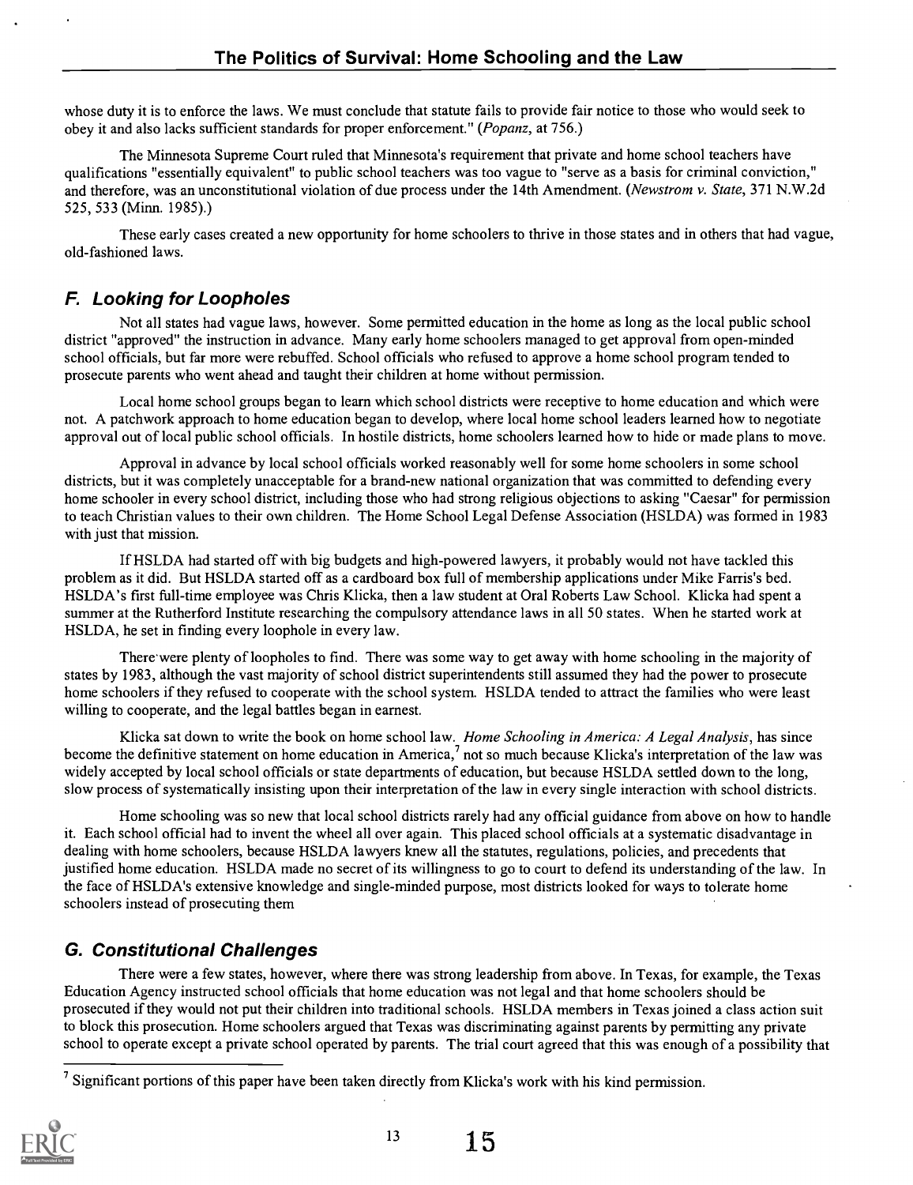whose duty it is to enforce the laws. We must conclude that statute fails to provide fair notice to those who would seek to obey it and also lacks sufficient standards for proper enforcement." (*Popanz*, at 756.)

The Minnesota Supreme Court ruled that Minnesota's requirement that private and home school teachers have qualifications "essentially equivalent" to public school teachers was too vague to "serve as a basis for criminal conviction," and therefore, was an unconstitutional violation of due process under the 14th Amendment. (*Newstrom v. State*, 371 N.W.2d 525, 533 (Minn. 1985).)

These early cases created a new opportunity for home schoolers to thrive in those states and in others that had vague, old-fashioned laws.

## F. Looking for Loopholes

Not all states had vague laws, however. Some permitted education in the home as long as the local public school district "approved" the instruction in advance. Many early home schoolers managed to get approval from open-minded school officials, but far more were rebuffed. School officials who refused to approve a home school program tended to prosecute parents who went ahead and taught their children at home without permission.

Local home school groups began to learn which school districts were receptive to home education and which were not. A patchwork approach to home education began to develop, where local home school leaders learned how to negotiate approval out of local public school officials. In hostile districts, home schoolers learned how to hide or made plans to move.

Approval in advance by local school officials worked reasonably well for some home schoolers in some school districts, but it was completely unacceptable for a brand-new national organization that was committed to defending every home schooler in every school district, including those who had strong religious objections to asking "Caesar" for permission to teach Christian values to their own children. The Home School Legal Defense Association (HSLDA) was formed in 1983 with just that mission.

If HSLDA had started off with big budgets and high-powered lawyers, it probably would not have tackled this problem as it did. But HSLDA started off as a cardboard box full of membership applications under Mike Farris's bed. HSLDA's first full-time employee was Chris Klicka, then a law student at Oral Roberts Law School. Klicka had spent a summer at the Rutherford Institute researching the compulsory attendance laws in all 50 states. When he started work at HSLDA, he set in finding every loophole in every law.

There were plenty of loopholes to find. There was some way to get away with home schooling in the majority of states by 1983, although the vast majority of school district superintendents still assumed they had the power to prosecute home schoolers if they refused to cooperate with the school system. HSLDA tended to attract the families who were least willing to cooperate, and the legal battles began in earnest.

Klicka sat down to write the book on home school law. *Home Schooling in America: A Legal Analysis*, has since become the definitive statement on home education in America,[7] not so much because Klicka's interpretation of the law was widely accepted by local school officials or state departments of education, but because HSLDA settled down to the long, slow process of systematically insisting upon their interpretation of the law in every single interaction with school districts.

Home schooling was so new that local school districts rarely had any official guidance from above on how to handle it. Each school official had to invent the wheel all over again. This placed school officials at a systematic disadvantage in dealing with home schoolers, because HSLDA lawyers knew all the statutes, regulations, policies, and precedents that justified home education. HSLDA made no secret of its willingness to go to court to defend its understanding of the law. In the face of HSLDA's extensive knowledge and single-minded purpose, most districts looked for ways to tolerate home schoolers instead of prosecuting them

## G. Constitutional Challenges

There were a few states, however, where there was strong leadership from above. In Texas, for example, the Texas Education Agency instructed school officials that home education was not legal and that home schoolers should be prosecuted if they would not put their children into traditional schools. HSLDA members in Texas joined a class action suit to block this prosecution. Home schoolers argued that Texas was discriminating against parents by permitting any private school to operate except a private school operated by parents. The trial court agreed that this was enough of a possibility that

[7] Significant portions of this paper have been taken directly from Klicka's work with his kind permission.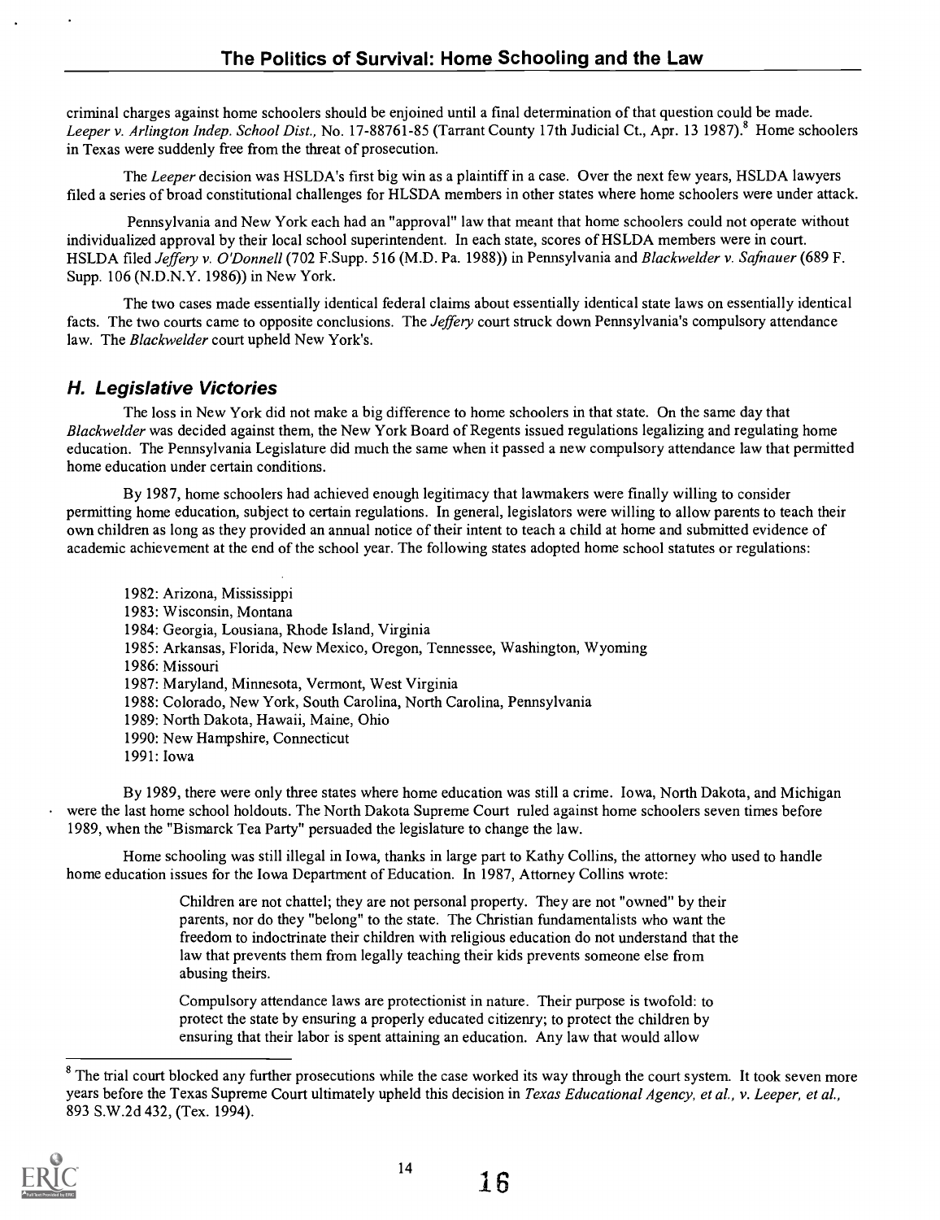criminal charges against home schoolers should be enjoined until a final determination of that question could be made. *Leeper v. Arlington Indep. School Dist.*, No. 17-88761-85 (Tarrant County 17th Judicial Ct., Apr. 13 1987).[8] Home schoolers in Texas were suddenly free from the threat of prosecution.

The *Leeper* decision was HSLDA's first big win as a plaintiff in a case. Over the next few years, HSLDA lawyers filed a series of broad constitutional challenges for HLSDA members in other states where home schoolers were under attack.

Pennsylvania and New York each had an "approval" law that meant that home schoolers could not operate without individualized approval by their local school superintendent. In each state, scores of HSLDA members were in court. HSLDA filed *Jeffery v. O'Donnell* (702 F.Supp. 516 (M.D. Pa. 1988)) in Pennsylvania and *Blackwelder v. Safnauer* (689 F. Supp. 106 (N.D.N.Y. 1986)) in New York.

The two cases made essentially identical federal claims about essentially identical state laws on essentially identical facts. The two courts came to opposite conclusions. The *Jeffery* court struck down Pennsylvania's compulsory attendance law. The *Blackwelder* court upheld New York's.

## H. Legislative Victories

The loss in New York did not make a big difference to home schoolers in that state. On the same day that *Blackwelder* was decided against them, the New York Board of Regents issued regulations legalizing and regulating home education. The Pennsylvania Legislature did much the same when it passed a new compulsory attendance law that permitted home education under certain conditions.

By 1987, home schoolers had achieved enough legitimacy that lawmakers were finally willing to consider permitting home education, subject to certain regulations. In general, legislators were willing to allow parents to teach their own children as long as they provided an annual notice of their intent to teach a child at home and submitted evidence of academic achievement at the end of the school year. The following states adopted home school statutes or regulations:

1982: Arizona, Mississippi
1983: Wisconsin, Montana
1984: Georgia, Lousiana, Rhode Island, Virginia
1985: Arkansas, Florida, New Mexico, Oregon, Tennessee, Washington, Wyoming
1986: Missouri
1987: Maryland, Minnesota, Vermont, West Virginia
1988: Colorado, New York, South Carolina, North Carolina, Pennsylvania
1989: North Dakota, Hawaii, Maine, Ohio
1990: New Hampshire, Connecticut
1991: Iowa

By 1989, there were only three states where home education was still a crime. Iowa, North Dakota, and Michigan were the last home school holdouts. The North Dakota Supreme Court ruled against home schoolers seven times before 1989, when the "Bismarck Tea Party" persuaded the legislature to change the law.

Home schooling was still illegal in Iowa, thanks in large part to Kathy Collins, the attorney who used to handle home education issues for the Iowa Department of Education. In 1987, Attorney Collins wrote:

> Children are not chattel; they are not personal property. They are not "owned" by their parents, nor do they "belong" to the state. The Christian fundamentalists who want the freedom to indoctrinate their children with religious education do not understand that the law that prevents them from legally teaching their kids prevents someone else from abusing theirs.
>
> Compulsory attendance laws are protectionist in nature. Their purpose is twofold: to protect the state by ensuring a properly educated citizenry; to protect the children by ensuring that their labor is spent attaining an education. Any law that would allow

[8] The trial court blocked any further prosecutions while the case worked its way through the court system. It took seven more years before the Texas Supreme Court ultimately upheld this decision in *Texas Educational Agency, et al., v. Leeper, et al.*, 893 S.W.2d 432, (Tex. 1994).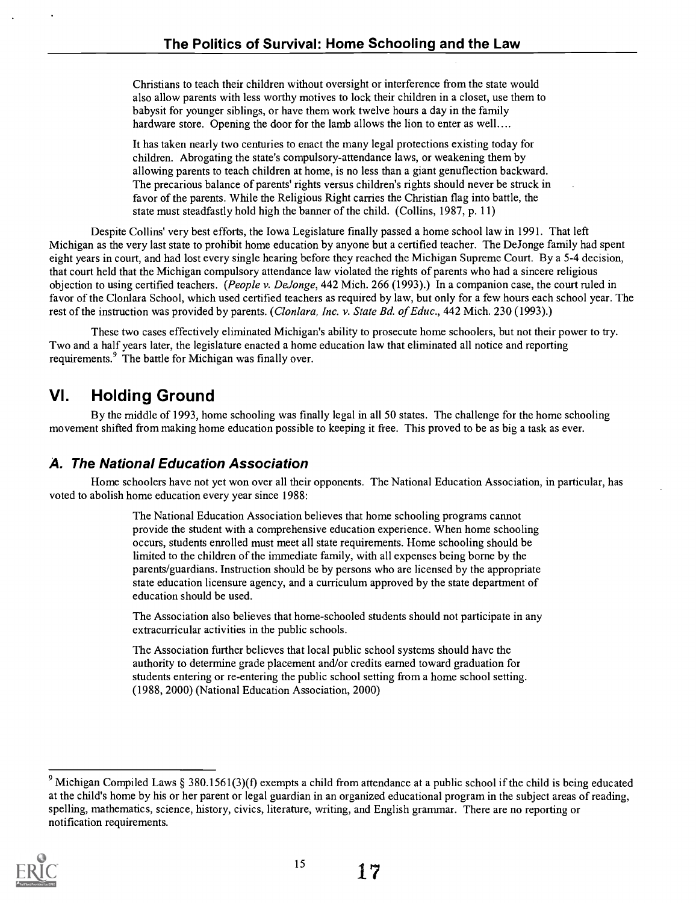> Christians to teach their children without oversight or interference from the state would also allow parents with less worthy motives to lock their children in a closet, use them to babysit for younger siblings, or have them work twelve hours a day in the family hardware store. Opening the door for the lamb allows the lion to enter as well....
>
> It has taken nearly two centuries to enact the many legal protections existing today for children. Abrogating the state's compulsory-attendance laws, or weakening them by allowing parents to teach children at home, is no less than a giant genuflection backward. The precarious balance of parents' rights versus children's rights should never be struck in favor of the parents. While the Religious Right carries the Christian flag into battle, the state must steadfastly hold high the banner of the child. (Collins, 1987, p. 11)

Despite Collins' very best efforts, the Iowa Legislature finally passed a home school law in 1991. That left Michigan as the very last state to prohibit home education by anyone but a certified teacher. The DeJonge family had spent eight years in court, and had lost every single hearing before they reached the Michigan Supreme Court. By a 5-4 decision, that court held that the Michigan compulsory attendance law violated the rights of parents who had a sincere religious objection to using certified teachers. (*People v. DeJonge*, 442 Mich. 266 (1993).) In a companion case, the court ruled in favor of the Clonlara School, which used certified teachers as required by law, but only for a few hours each school year. The rest of the instruction was provided by parents. (*Clonlara, Inc. v. State Bd. of Educ.*, 442 Mich. 230 (1993).)

These two cases effectively eliminated Michigan's ability to prosecute home schoolers, but not their power to try. Two and a half years later, the legislature enacted a home education law that eliminated all notice and reporting requirements.[9] The battle for Michigan was finally over.

# VI. Holding Ground

By the middle of 1993, home schooling was finally legal in all 50 states. The challenge for the home schooling movement shifted from making home education possible to keeping it free. This proved to be as big a task as ever.

## A. The National Education Association

Home schoolers have not yet won over all their opponents. The National Education Association, in particular, has voted to abolish home education every year since 1988:

> The National Education Association believes that home schooling programs cannot provide the student with a comprehensive education experience. When home schooling occurs, students enrolled must meet all state requirements. Home schooling should be limited to the children of the immediate family, with all expenses being borne by the parents/guardians. Instruction should be by persons who are licensed by the appropriate state education licensure agency, and a curriculum approved by the state department of education should be used.
>
> The Association also believes that home-schooled students should not participate in any extracurricular activities in the public schools.
>
> The Association further believes that local public school systems should have the authority to determine grade placement and/or credits earned toward graduation for students entering or re-entering the public school setting from a home school setting. (1988, 2000) (National Education Association, 2000)

---

[9] Michigan Compiled Laws § 380.1561(3)(f) exempts a child from attendance at a public school if the child is being educated at the child's home by his or her parent or legal guardian in an organized educational program in the subject areas of reading, spelling, mathematics, science, history, civics, literature, writing, and English grammar. There are no reporting or notification requirements.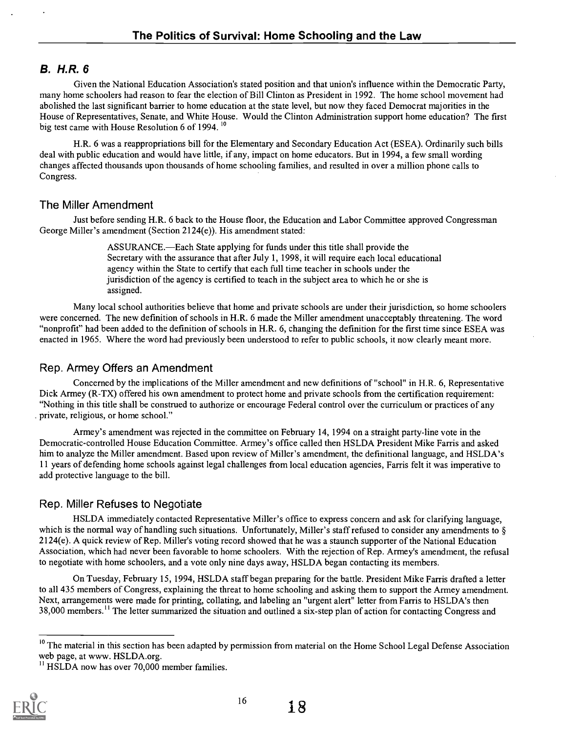## B. H.R. 6

Given the National Education Association's stated position and that union's influence within the Democratic Party, many home schoolers had reason to fear the election of Bill Clinton as President in 1992. The home school movement had abolished the last significant barrier to home education at the state level, but now they faced Democrat majorities in the House of Representatives, Senate, and White House. Would the Clinton Administration support home education? The first big test came with House Resolution 6 of 1994.[10]

H.R. 6 was a reappropriations bill for the Elementary and Secondary Education Act (ESEA). Ordinarily such bills deal with public education and would have little, if any, impact on home educators. But in 1994, a few small wording changes affected thousands upon thousands of home schooling families, and resulted in over a million phone calls to Congress.

### The Miller Amendment

Just before sending H.R. 6 back to the House floor, the Education and Labor Committee approved Congressman George Miller's amendment (Section 2124(e)). His amendment stated:

> ASSURANCE.—Each State applying for funds under this title shall provide the Secretary with the assurance that after July 1, 1998, it will require each local educational agency within the State to certify that each full time teacher in schools under the jurisdiction of the agency is certified to teach in the subject area to which he or she is assigned.

Many local school authorities believe that home and private schools are under their jurisdiction, so home schoolers were concerned. The new definition of schools in H.R. 6 made the Miller amendment unacceptably threatening. The word "nonprofit" had been added to the definition of schools in H.R. 6, changing the definition for the first time since ESEA was enacted in 1965. Where the word had previously been understood to refer to public schools, it now clearly meant more.

### Rep. Armey Offers an Amendment

Concerned by the implications of the Miller amendment and new definitions of "school" in H.R. 6, Representative Dick Armey (R-TX) offered his own amendment to protect home and private schools from the certification requirement: "Nothing in this title shall be construed to authorize or encourage Federal control over the curriculum or practices of any private, religious, or home school."

Armey's amendment was rejected in the committee on February 14, 1994 on a straight party-line vote in the Democratic-controlled House Education Committee. Armey's office called then HSLDA President Mike Farris and asked him to analyze the Miller amendment. Based upon review of Miller's amendment, the definitional language, and HSLDA's 11 years of defending home schools against legal challenges from local education agencies, Farris felt it was imperative to add protective language to the bill.

### Rep. Miller Refuses to Negotiate

HSLDA immediately contacted Representative Miller's office to express concern and ask for clarifying language, which is the normal way of handling such situations. Unfortunately, Miller's staff refused to consider any amendments to § 2124(e). A quick review of Rep. Miller's voting record showed that he was a staunch supporter of the National Education Association, which had never been favorable to home schoolers. With the rejection of Rep. Armey's amendment, the refusal to negotiate with home schoolers, and a vote only nine days away, HSLDA began contacting its members.

On Tuesday, February 15, 1994, HSLDA staff began preparing for the battle. President Mike Farris drafted a letter to all 435 members of Congress, explaining the threat to home schooling and asking them to support the Armey amendment. Next, arrangements were made for printing, collating, and labeling an "urgent alert" letter from Farris to HSLDA's then 38,000 members.[11] The letter summarized the situation and outlined a six-step plan of action for contacting Congress and

---

[10] The material in this section has been adapted by permission from material on the Home School Legal Defense Association web page, at www. HSLDA.org.

[11] HSLDA now has over 70,000 member families.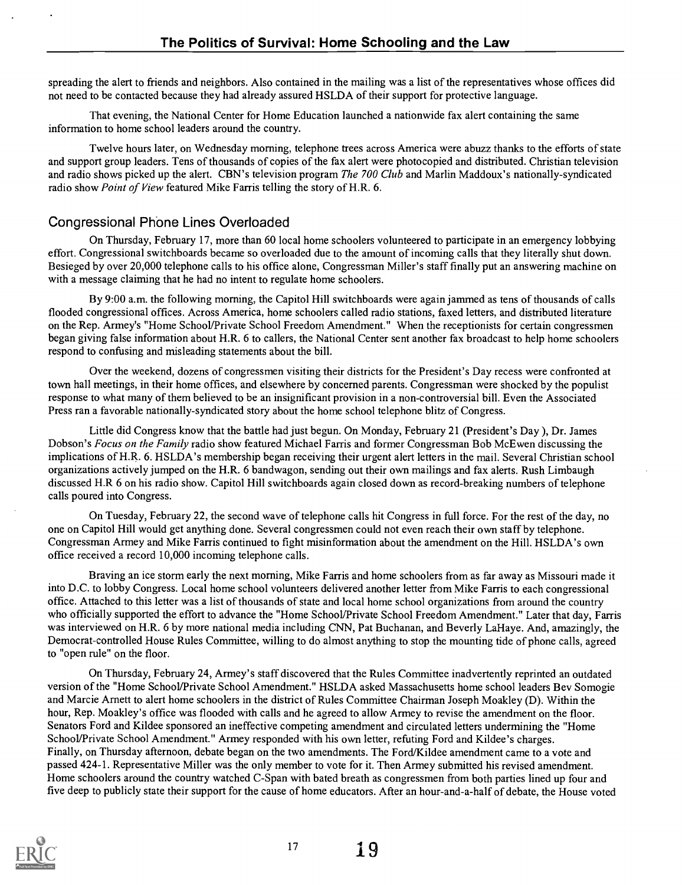spreading the alert to friends and neighbors. Also contained in the mailing was a list of the representatives whose offices did not need to be contacted because they had already assured HSLDA of their support for protective language.

That evening, the National Center for Home Education launched a nationwide fax alert containing the same information to home school leaders around the country.

Twelve hours later, on Wednesday morning, telephone trees across America were abuzz thanks to the efforts of state and support group leaders. Tens of thousands of copies of the fax alert were photocopied and distributed. Christian television and radio shows picked up the alert. CBN's television program *The 700 Club* and Marlin Maddoux's nationally-syndicated radio show *Point of View* featured Mike Farris telling the story of H.R. 6.

## Congressional Phone Lines Overloaded

On Thursday, February 17, more than 60 local home schoolers volunteered to participate in an emergency lobbying effort. Congressional switchboards became so overloaded due to the amount of incoming calls that they literally shut down. Besieged by over 20,000 telephone calls to his office alone, Congressman Miller's staff finally put an answering machine on with a message claiming that he had no intent to regulate home schoolers.

By 9:00 a.m. the following morning, the Capitol Hill switchboards were again jammed as tens of thousands of calls flooded congressional offices. Across America, home schoolers called radio stations, faxed letters, and distributed literature on the Rep. Armey's "Home School/Private School Freedom Amendment." When the receptionists for certain congressmen began giving false information about H.R. 6 to callers, the National Center sent another fax broadcast to help home schoolers respond to confusing and misleading statements about the bill.

Over the weekend, dozens of congressmen visiting their districts for the President's Day recess were confronted at town hall meetings, in their home offices, and elsewhere by concerned parents. Congressman were shocked by the populist response to what many of them believed to be an insignificant provision in a non-controversial bill. Even the Associated Press ran a favorable nationally-syndicated story about the home school telephone blitz of Congress.

Little did Congress know that the battle had just begun. On Monday, February 21 (President's Day ), Dr. James Dobson's *Focus on the Family* radio show featured Michael Farris and former Congressman Bob McEwen discussing the implications of H.R. 6. HSLDA's membership began receiving their urgent alert letters in the mail. Several Christian school organizations actively jumped on the H.R. 6 bandwagon, sending out their own mailings and fax alerts. Rush Limbaugh discussed H.R 6 on his radio show. Capitol Hill switchboards again closed down as record-breaking numbers of telephone calls poured into Congress.

On Tuesday, February 22, the second wave of telephone calls hit Congress in full force. For the rest of the day, no one on Capitol Hill would get anything done. Several congressmen could not even reach their own staff by telephone. Congressman Armey and Mike Farris continued to fight misinformation about the amendment on the Hill. HSLDA's own office received a record 10,000 incoming telephone calls.

Braving an ice storm early the next morning, Mike Farris and home schoolers from as far away as Missouri made it into D.C. to lobby Congress. Local home school volunteers delivered another letter from Mike Farris to each congressional office. Attached to this letter was a list of thousands of state and local home school organizations from around the country who officially supported the effort to advance the "Home School/Private School Freedom Amendment." Later that day, Farris was interviewed on H.R. 6 by more national media including CNN, Pat Buchanan, and Beverly LaHaye. And, amazingly, the Democrat-controlled House Rules Committee, willing to do almost anything to stop the mounting tide of phone calls, agreed to "open rule" on the floor.

On Thursday, February 24, Armey's staff discovered that the Rules Committee inadvertently reprinted an outdated version of the "Home School/Private School Amendment." HSLDA asked Massachusetts home school leaders Bev Somogie and Marcie Arnett to alert home schoolers in the district of Rules Committee Chairman Joseph Moakley (D). Within the hour, Rep. Moakley's office was flooded with calls and he agreed to allow Armey to revise the amendment on the floor. Senators Ford and Kildee sponsored an ineffective competing amendment and circulated letters undermining the "Home School/Private School Amendment." Armey responded with his own letter, refuting Ford and Kildee's charges.
Finally, on Thursday afternoon, debate began on the two amendments. The Ford/Kildee amendment came to a vote and passed 424-1. Representative Miller was the only member to vote for it. Then Armey submitted his revised amendment. Home schoolers around the country watched C-Span with bated breath as congressmen from both parties lined up four and five deep to publicly state their support for the cause of home educators. After an hour-and-a-half of debate, the House voted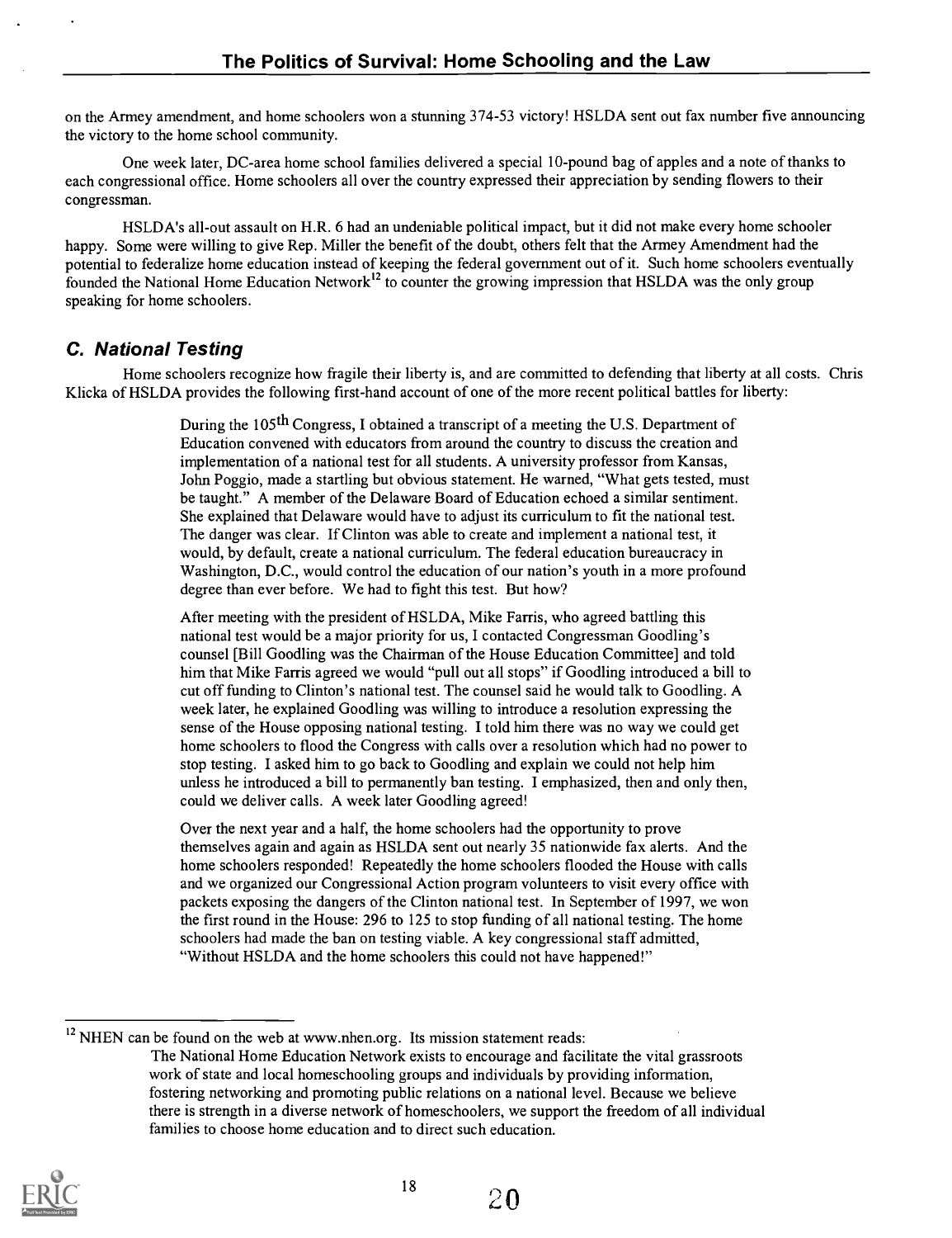on the Armey amendment, and home schoolers won a stunning 374-53 victory! HSLDA sent out fax number five announcing the victory to the home school community.

One week later, DC-area home school families delivered a special 10-pound bag of apples and a note of thanks to each congressional office. Home schoolers all over the country expressed their appreciation by sending flowers to their congressman.

HSLDA's all-out assault on H.R. 6 had an undeniable political impact, but it did not make every home schooler happy. Some were willing to give Rep. Miller the benefit of the doubt, others felt that the Armey Amendment had the potential to federalize home education instead of keeping the federal government out of it. Such home schoolers eventually founded the National Home Education Network[12] to counter the growing impression that HSLDA was the only group speaking for home schoolers.

## *C. National Testing*

Home schoolers recognize how fragile their liberty is, and are committed to defending that liberty at all costs. Chris Klicka of HSLDA provides the following first-hand account of one of the more recent political battles for liberty:

> During the 105th Congress, I obtained a transcript of a meeting the U.S. Department of Education convened with educators from around the country to discuss the creation and implementation of a national test for all students. A university professor from Kansas, John Poggio, made a startling but obvious statement. He warned, "What gets tested, must be taught." A member of the Delaware Board of Education echoed a similar sentiment. She explained that Delaware would have to adjust its curriculum to fit the national test. The danger was clear. If Clinton was able to create and implement a national test, it would, by default, create a national curriculum. The federal education bureaucracy in Washington, D.C., would control the education of our nation's youth in a more profound degree than ever before. We had to fight this test. But how?
>
> After meeting with the president of HSLDA, Mike Farris, who agreed battling this national test would be a major priority for us, I contacted Congressman Goodling's counsel [Bill Goodling was the Chairman of the House Education Committee] and told him that Mike Farris agreed we would "pull out all stops" if Goodling introduced a bill to cut off funding to Clinton's national test. The counsel said he would talk to Goodling. A week later, he explained Goodling was willing to introduce a resolution expressing the sense of the House opposing national testing. I told him there was no way we could get home schoolers to flood the Congress with calls over a resolution which had no power to stop testing. I asked him to go back to Goodling and explain we could not help him unless he introduced a bill to permanently ban testing. I emphasized, then and only then, could we deliver calls. A week later Goodling agreed!
>
> Over the next year and a half, the home schoolers had the opportunity to prove themselves again and again as HSLDA sent out nearly 35 nationwide fax alerts. And the home schoolers responded! Repeatedly the home schoolers flooded the House with calls and we organized our Congressional Action program volunteers to visit every office with packets exposing the dangers of the Clinton national test. In September of 1997, we won the first round in the House: 296 to 125 to stop funding of all national testing. The home schoolers had made the ban on testing viable. A key congressional staff admitted, "Without HSLDA and the home schoolers this could not have happened!"

---

[12] NHEN can be found on the web at www.nhen.org. Its mission statement reads:

> The National Home Education Network exists to encourage and facilitate the vital grassroots work of state and local homeschooling groups and individuals by providing information, fostering networking and promoting public relations on a national level. Because we believe there is strength in a diverse network of homeschoolers, we support the freedom of all individual families to choose home education and to direct such education.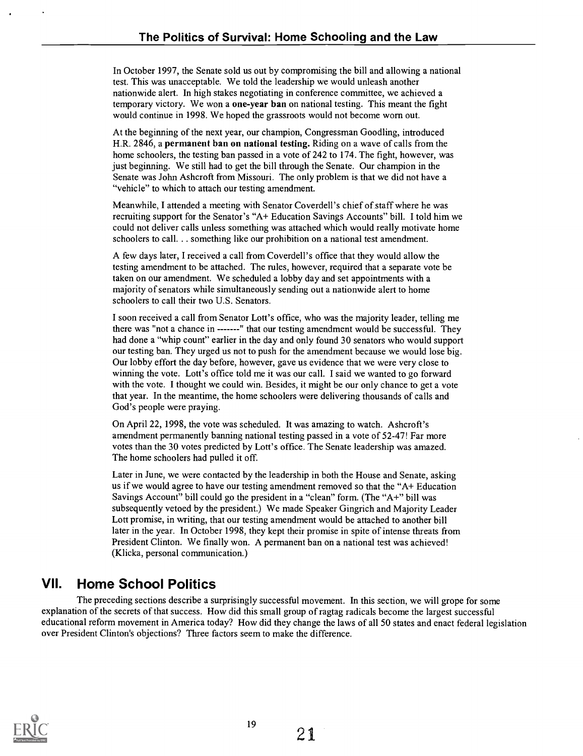In October 1997, the Senate sold us out by compromising the bill and allowing a national test. This was unacceptable. We told the leadership we would unleash another nationwide alert. In high stakes negotiating in conference committee, we achieved a temporary victory. We won a **one-year ban** on national testing. This meant the fight would continue in 1998. We hoped the grassroots would not become worn out.

At the beginning of the next year, our champion, Congressman Goodling, introduced H.R. 2846, a **permanent ban on national testing.** Riding on a wave of calls from the home schoolers, the testing ban passed in a vote of 242 to 174. The fight, however, was just beginning. We still had to get the bill through the Senate. Our champion in the Senate was John Ashcroft from Missouri. The only problem is that we did not have a "vehicle" to which to attach our testing amendment.

Meanwhile, I attended a meeting with Senator Coverdell's chief of staff where he was recruiting support for the Senator's "A+ Education Savings Accounts" bill. I told him we could not deliver calls unless something was attached which would really motivate home schoolers to call. . . something like our prohibition on a national test amendment.

A few days later, I received a call from Coverdell's office that they would allow the testing amendment to be attached. The rules, however, required that a separate vote be taken on our amendment. We scheduled a lobby day and set appointments with a majority of senators while simultaneously sending out a nationwide alert to home schoolers to call their two U.S. Senators.

I soon received a call from Senator Lott's office, who was the majority leader, telling me there was "not a chance in -------" that our testing amendment would be successful. They had done a "whip count" earlier in the day and only found 30 senators who would support our testing ban. They urged us not to push for the amendment because we would lose big. Our lobby effort the day before, however, gave us evidence that we were very close to winning the vote. Lott's office told me it was our call. I said we wanted to go forward with the vote. I thought we could win. Besides, it might be our only chance to get a vote that year. In the meantime, the home schoolers were delivering thousands of calls and God's people were praying.

On April 22, 1998, the vote was scheduled. It was amazing to watch. Ashcroft's amendment permanently banning national testing passed in a vote of 52-47! Far more votes than the 30 votes predicted by Lott's office. The Senate leadership was amazed. The home schoolers had pulled it off.

Later in June, we were contacted by the leadership in both the House and Senate, asking us if we would agree to have our testing amendment removed so that the "A+ Education Savings Account" bill could go the president in a "clean" form. (The "A+" bill was subsequently vetoed by the president.) We made Speaker Gingrich and Majority Leader Lott promise, in writing, that our testing amendment would be attached to another bill later in the year. In October 1998, they kept their promise in spite of intense threats from President Clinton. We finally won. A permanent ban on a national test was achieved! (Klicka, personal communication.)

## VII. Home School Politics

The preceding sections describe a surprisingly successful movement. In this section, we will grope for some explanation of the secrets of that success. How did this small group of ragtag radicals become the largest successful educational reform movement in America today? How did they change the laws of all 50 states and enact federal legislation over President Clinton's objections? Three factors seem to make the difference.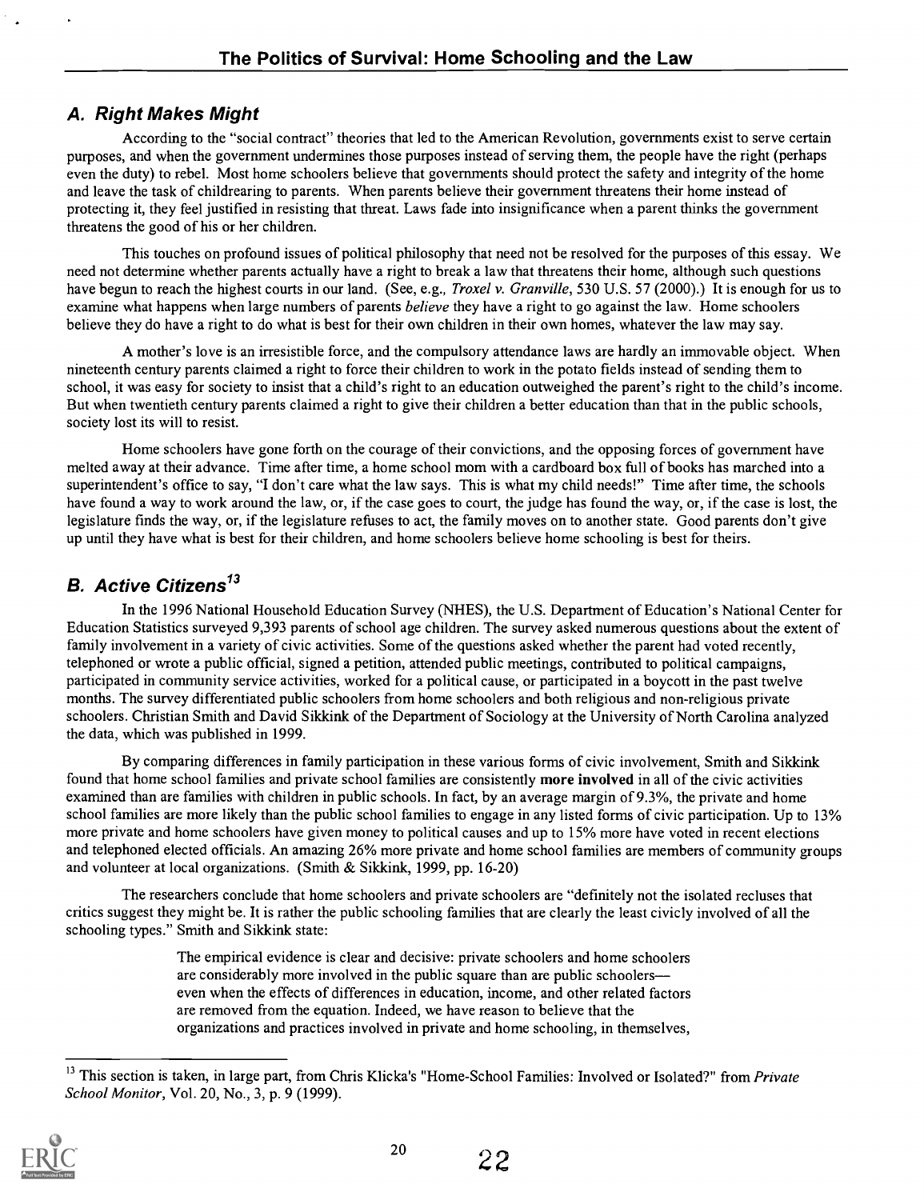## *A. Right Makes Might*

According to the "social contract" theories that led to the American Revolution, governments exist to serve certain purposes, and when the government undermines those purposes instead of serving them, the people have the right (perhaps even the duty) to rebel. Most home schoolers believe that governments should protect the safety and integrity of the home and leave the task of childrearing to parents. When parents believe their government threatens their home instead of protecting it, they feel justified in resisting that threat. Laws fade into insignificance when a parent thinks the government threatens the good of his or her children.

This touches on profound issues of political philosophy that need not be resolved for the purposes of this essay. We need not determine whether parents actually have a right to break a law that threatens their home, although such questions have begun to reach the highest courts in our land. (See, e.g., *Troxel v. Granville*, 530 U.S. 57 (2000).) It is enough for us to examine what happens when large numbers of parents *believe* they have a right to go against the law. Home schoolers believe they do have a right to do what is best for their own children in their own homes, whatever the law may say.

A mother's love is an irresistible force, and the compulsory attendance laws are hardly an immovable object. When nineteenth century parents claimed a right to force their children to work in the potato fields instead of sending them to school, it was easy for society to insist that a child's right to an education outweighed the parent's right to the child's income. But when twentieth century parents claimed a right to give their children a better education than that in the public schools, society lost its will to resist.

Home schoolers have gone forth on the courage of their convictions, and the opposing forces of government have melted away at their advance. Time after time, a home school mom with a cardboard box full of books has marched into a superintendent's office to say, "I don't care what the law says. This is what my child needs!" Time after time, the schools have found a way to work around the law, or, if the case goes to court, the judge has found the way, or, if the case is lost, the legislature finds the way, or, if the legislature refuses to act, the family moves on to another state. Good parents don't give up until they have what is best for their children, and home schoolers believe home schooling is best for theirs.

## *B. Active Citizens*[13]

In the 1996 National Household Education Survey (NHES), the U.S. Department of Education's National Center for Education Statistics surveyed 9,393 parents of school age children. The survey asked numerous questions about the extent of family involvement in a variety of civic activities. Some of the questions asked whether the parent had voted recently, telephoned or wrote a public official, signed a petition, attended public meetings, contributed to political campaigns, participated in community service activities, worked for a political cause, or participated in a boycott in the past twelve months. The survey differentiated public schoolers from home schoolers and both religious and non-religious private schoolers. Christian Smith and David Sikkink of the Department of Sociology at the University of North Carolina analyzed the data, which was published in 1999.

By comparing differences in family participation in these various forms of civic involvement, Smith and Sikkink found that home school families and private school families are consistently **more involved** in all of the civic activities examined than are families with children in public schools. In fact, by an average margin of 9.3%, the private and home school families are more likely than the public school families to engage in any listed forms of civic participation. Up to 13% more private and home schoolers have given money to political causes and up to 15% more have voted in recent elections and telephoned elected officials. An amazing 26% more private and home school families are members of community groups and volunteer at local organizations. (Smith & Sikkink, 1999, pp. 16-20)

The researchers conclude that home schoolers and private schoolers are "definitely not the isolated recluses that critics suggest they might be. It is rather the public schooling families that are clearly the least civicly involved of all the schooling types." Smith and Sikkink state:

> The empirical evidence is clear and decisive: private schoolers and home schoolers are considerably more involved in the public square than are public schoolers—even when the effects of differences in education, income, and other related factors are removed from the equation. Indeed, we have reason to believe that the organizations and practices involved in private and home schooling, in themselves,

[13] This section is taken, in large part, from Chris Klicka's "Home-School Families: Involved or Isolated?" from *Private School Monitor*, Vol. 20, No., 3, p. 9 (1999).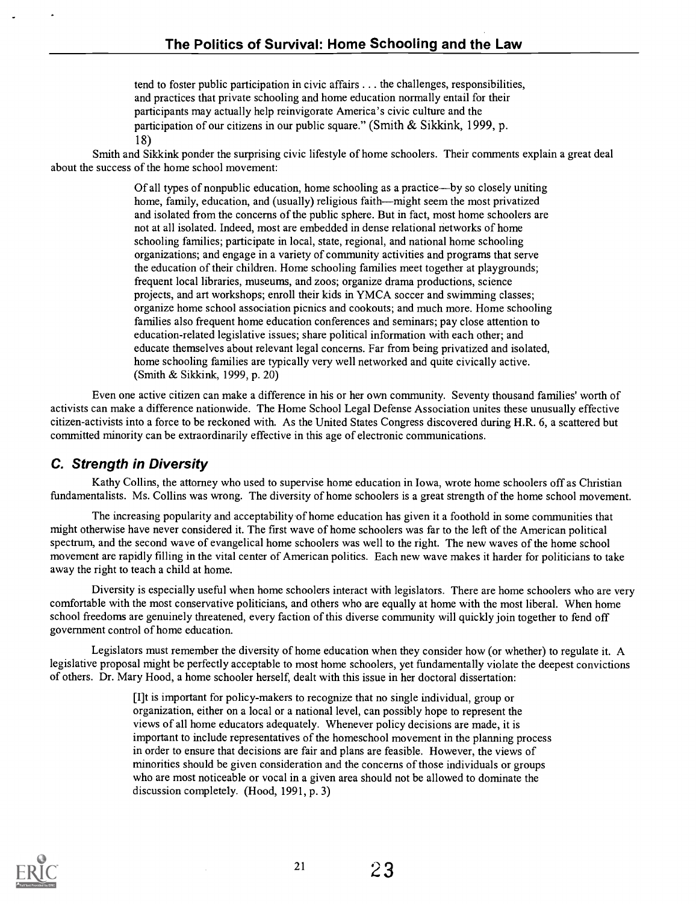> tend to foster public participation in civic affairs . . . the challenges, responsibilities, and practices that private schooling and home education normally entail for their participants may actually help reinvigorate America's civic culture and the participation of our citizens in our public square." (Smith & Sikkink, 1999, p. 18)

Smith and Sikkink ponder the surprising civic lifestyle of home schoolers. Their comments explain a great deal about the success of the home school movement:

> Of all types of nonpublic education, home schooling as a practice—by so closely uniting home, family, education, and (usually) religious faith—might seem the most privatized and isolated from the concerns of the public sphere. But in fact, most home schoolers are not at all isolated. Indeed, most are embedded in dense relational networks of home schooling families; participate in local, state, regional, and national home schooling organizations; and engage in a variety of community activities and programs that serve the education of their children. Home schooling families meet together at playgrounds; frequent local libraries, museums, and zoos; organize drama productions, science projects, and art workshops; enroll their kids in YMCA soccer and swimming classes; organize home school association picnics and cookouts; and much more. Home schooling families also frequent home education conferences and seminars; pay close attention to education-related legislative issues; share political information with each other; and educate themselves about relevant legal concerns. Far from being privatized and isolated, home schooling families are typically very well networked and quite civically active. (Smith & Sikkink, 1999, p. 20)

Even one active citizen can make a difference in his or her own community. Seventy thousand families' worth of activists can make a difference nationwide. The Home School Legal Defense Association unites these unusually effective citizen-activists into a force to be reckoned with. As the United States Congress discovered during H.R. 6, a scattered but committed minority can be extraordinarily effective in this age of electronic communications.

## C. Strength in Diversity

Kathy Collins, the attorney who used to supervise home education in Iowa, wrote home schoolers off as Christian fundamentalists. Ms. Collins was wrong. The diversity of home schoolers is a great strength of the home school movement.

The increasing popularity and acceptability of home education has given it a foothold in some communities that might otherwise have never considered it. The first wave of home schoolers was far to the left of the American political spectrum, and the second wave of evangelical home schoolers was well to the right. The new waves of the home school movement are rapidly filling in the vital center of American politics. Each new wave makes it harder for politicians to take away the right to teach a child at home.

Diversity is especially useful when home schoolers interact with legislators. There are home schoolers who are very comfortable with the most conservative politicians, and others who are equally at home with the most liberal. When home school freedoms are genuinely threatened, every faction of this diverse community will quickly join together to fend off government control of home education.

Legislators must remember the diversity of home education when they consider how (or whether) to regulate it. A legislative proposal might be perfectly acceptable to most home schoolers, yet fundamentally violate the deepest convictions of others. Dr. Mary Hood, a home schooler herself, dealt with this issue in her doctoral dissertation:

> [I]t is important for policy-makers to recognize that no single individual, group or organization, either on a local or a national level, can possibly hope to represent the views of all home educators adequately. Whenever policy decisions are made, it is important to include representatives of the homeschool movement in the planning process in order to ensure that decisions are fair and plans are feasible. However, the views of minorities should be given consideration and the concerns of those individuals or groups who are most noticeable or vocal in a given area should not be allowed to dominate the discussion completely. (Hood, 1991, p. 3)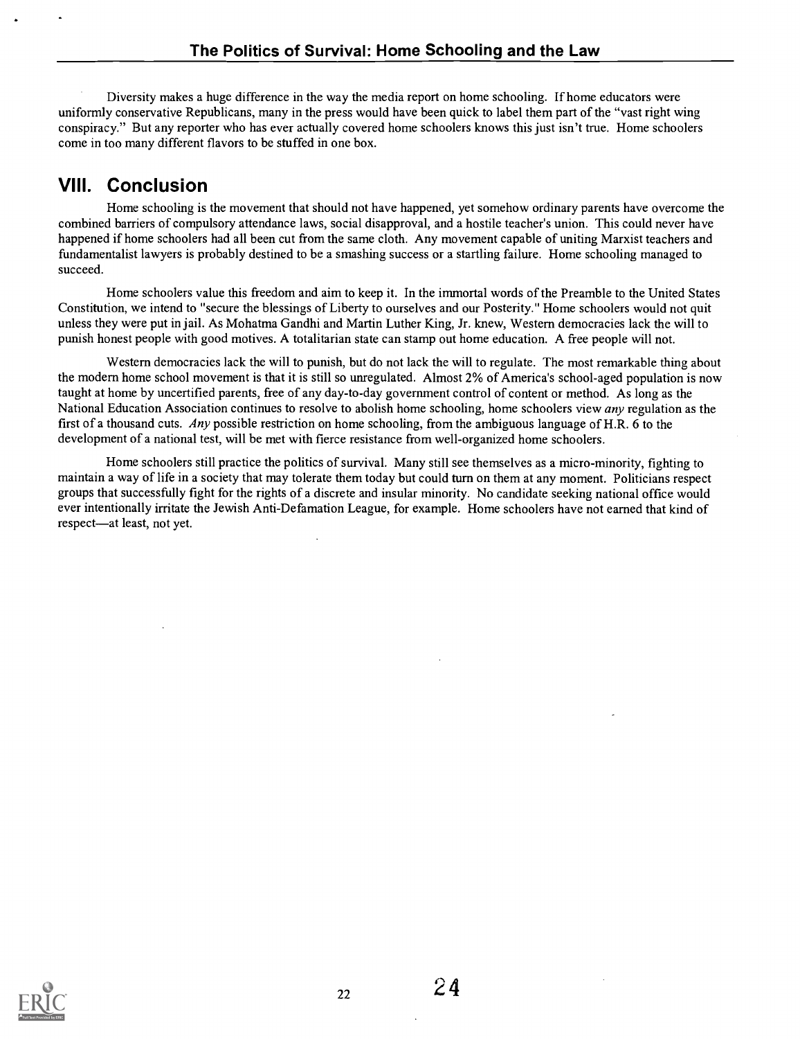Diversity makes a huge difference in the way the media report on home schooling. If home educators were uniformly conservative Republicans, many in the press would have been quick to label them part of the "vast right wing conspiracy." But any reporter who has ever actually covered home schoolers knows this just isn't true. Home schoolers come in too many different flavors to be stuffed in one box.

## VIII. Conclusion

Home schooling is the movement that should not have happened, yet somehow ordinary parents have overcome the combined barriers of compulsory attendance laws, social disapproval, and a hostile teacher's union. This could never have happened if home schoolers had all been cut from the same cloth. Any movement capable of uniting Marxist teachers and fundamentalist lawyers is probably destined to be a smashing success or a startling failure. Home schooling managed to succeed.

Home schoolers value this freedom and aim to keep it. In the immortal words of the Preamble to the United States Constitution, we intend to "secure the blessings of Liberty to ourselves and our Posterity." Home schoolers would not quit unless they were put in jail. As Mohatma Gandhi and Martin Luther King, Jr. knew, Western democracies lack the will to punish honest people with good motives. A totalitarian state can stamp out home education. A free people will not.

Western democracies lack the will to punish, but do not lack the will to regulate. The most remarkable thing about the modern home school movement is that it is still so unregulated. Almost 2% of America's school-aged population is now taught at home by uncertified parents, free of any day-to-day government control of content or method. As long as the National Education Association continues to resolve to abolish home schooling, home schoolers view *any* regulation as the first of a thousand cuts. *Any* possible restriction on home schooling, from the ambiguous language of H.R. 6 to the development of a national test, will be met with fierce resistance from well-organized home schoolers.

Home schoolers still practice the politics of survival. Many still see themselves as a micro-minority, fighting to maintain a way of life in a society that may tolerate them today but could turn on them at any moment. Politicians respect groups that successfully fight for the rights of a discrete and insular minority. No candidate seeking national office would ever intentionally irritate the Jewish Anti-Defamation League, for example. Home schoolers have not earned that kind of respect—at least, not yet.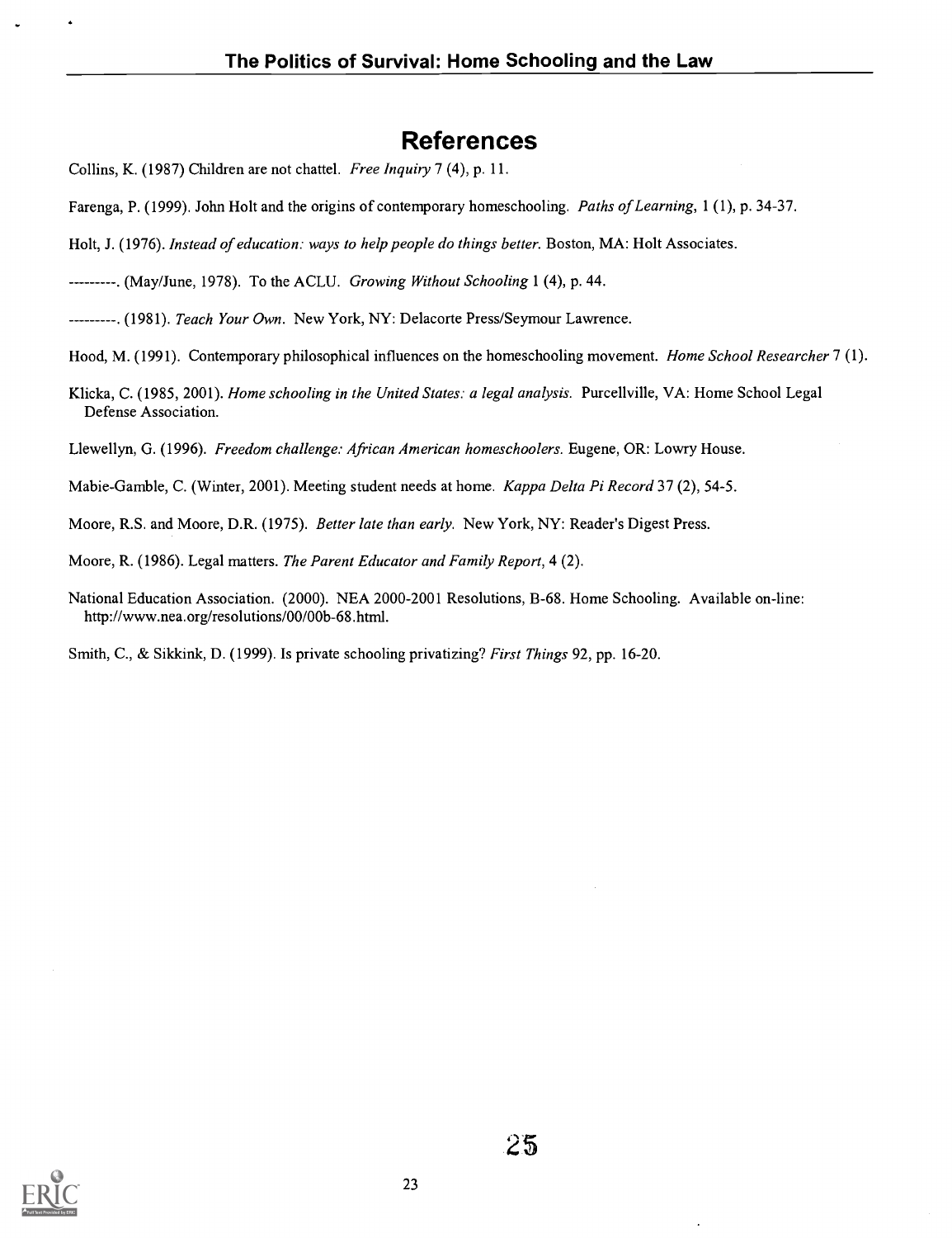# References

Collins, K. (1987) Children are not chattel. *Free Inquiry* 7 (4), p. 11.

Farenga, P. (1999). John Holt and the origins of contemporary homeschooling. *Paths of Learning*, 1 (1), p. 34-37.

Holt, J. (1976). *Instead of education: ways to help people do things better.* Boston, MA: Holt Associates.

---------. (May/June, 1978). To the ACLU. *Growing Without Schooling* 1 (4), p. 44.

---------. (1981). *Teach Your Own.* New York, NY: Delacorte Press/Seymour Lawrence.

Hood, M. (1991). Contemporary philosophical influences on the homeschooling movement. *Home School Researcher* 7 (1).

Klicka, C. (1985, 2001). *Home schooling in the United States: a legal analysis.* Purcellville, VA: Home School Legal Defense Association.

Llewellyn, G. (1996). *Freedom challenge: African American homeschoolers.* Eugene, OR: Lowry House.

Mabie-Gamble, C. (Winter, 2001). Meeting student needs at home. *Kappa Delta Pi Record* 37 (2), 54-5.

Moore, R.S. and Moore, D.R. (1975). *Better late than early.* New York, NY: Reader's Digest Press.

Moore, R. (1986). Legal matters. *The Parent Educator and Family Report*, 4 (2).

National Education Association. (2000). NEA 2000-2001 Resolutions, B-68. Home Schooling. Available on-line: http://www.nea.org/resolutions/00/00b-68.html.

Smith, C., & Sikkink, D. (1999). Is private schooling privatizing? *First Things* 92, pp. 16-20.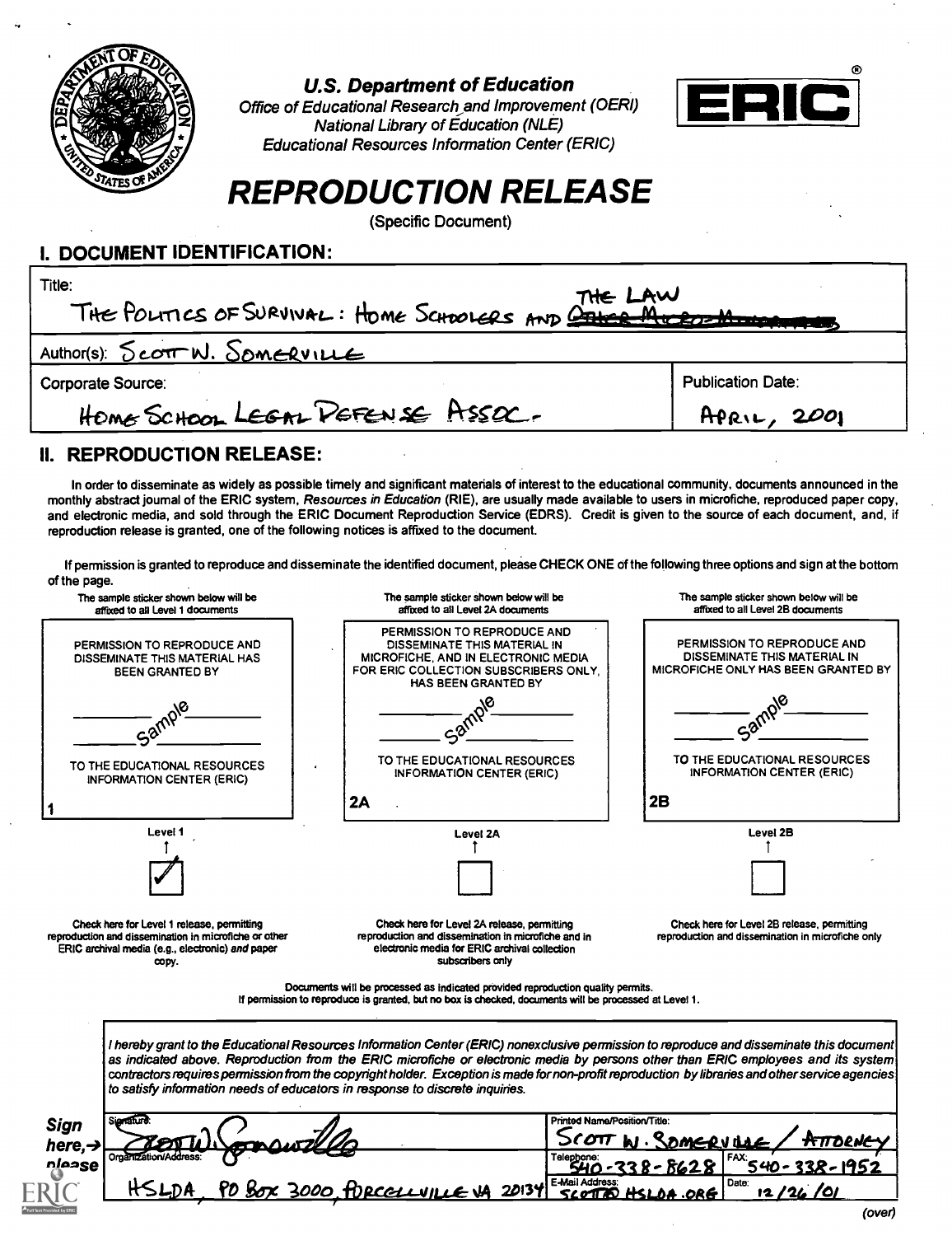**U.S. Department of Education**

*Office of Educational Research and Improvement (OERI)*
*National Library of Education (NLE)*
*Educational Resources Information Center (ERIC)*

ERIC®

# REPRODUCTION RELEASE

(Specific Document)

## I. DOCUMENT IDENTIFICATION:

| Title: THE POLITICS OF SURVIVAL: HOME SCHOOLERS AND THE LAW | |
|---|---|
| Author(s): SCOTT W. SOMERVILLE | |
| Corporate Source: HOME SCHOOL LEGAL DEFENSE ASSOC. | Publication Date: APRIL, 2001 |

## II. REPRODUCTION RELEASE:

In order to disseminate as widely as possible timely and significant materials of interest to the educational community, documents announced in the monthly abstract journal of the ERIC system, *Resources in Education* (RIE), are usually made available to users in microfiche, reproduced paper copy, and electronic media, and sold through the ERIC Document Reproduction Service (EDRS). Credit is given to the source of each document, and, if reproduction release is granted, one of the following notices is affixed to the document.

If permission is granted to reproduce and disseminate the identified document, please CHECK ONE of the following three options and sign at the bottom of the page.

| The sample sticker shown below will be affixed to all Level 1 documents | The sample sticker shown below will be affixed to all Level 2A documents | The sample sticker shown below will be affixed to all Level 2B documents |
|---|---|---|
| PERMISSION TO REPRODUCE AND DISSEMINATE THIS MATERIAL HAS BEEN GRANTED BY | PERMISSION TO REPRODUCE AND DISSEMINATE THIS MATERIAL IN MICROFICHE, AND IN ELECTRONIC MEDIA FOR ERIC COLLECTION SUBSCRIBERS ONLY, HAS BEEN GRANTED BY | PERMISSION TO REPRODUCE AND DISSEMINATE THIS MATERIAL IN MICROFICHE ONLY HAS BEEN GRANTED BY |
| Sample | Sample | Sample |
| TO THE EDUCATIONAL RESOURCES INFORMATION CENTER (ERIC) | TO THE EDUCATIONAL RESOURCES INFORMATION CENTER (ERIC) | TO THE EDUCATIONAL RESOURCES INFORMATION CENTER (ERIC) |
| 1 | 2A | 2B |
| Level 1 | Level 2A | Level 2B |
| ☑ | ☐ | ☐ |
| Check here for Level 1 release, permitting reproduction and dissemination in microfiche or other ERIC archival media (e.g., electronic) *and* paper copy. | Check here for Level 2A release, permitting reproduction and dissemination in microfiche and in electronic media for ERIC archival collection subscribers only | Check here for Level 2B release, permitting reproduction and dissemination in microfiche only |

Documents will be processed as indicated provided reproduction quality permits.
If permission to reproduce is granted, but no box is checked, documents will be processed at Level 1.

*I hereby grant to the Educational Resources Information Center (ERIC) nonexclusive permission to reproduce and disseminate this document as indicated above. Reproduction from the ERIC microfiche or electronic media by persons other than ERIC employees and its system contractors requires permission from the copyright holder. Exception is made for non-profit reproduction by libraries and other service agencies to satisfy information needs of educators in response to discrete inquiries.*

**Sign here,→ please**

| Signature: Scott W. Somerville | Printed Name/Position/Title: SCOTT W. SOMERVILLE / ATTORNEY | |
|---|---|---|
| Organization/Address: HSLDA, PO BOX 3000, PURCELLVILLE VA 20134 | Telephone: 540-338-8628 | FAX: 540-338-1952 |
| | E-Mail Address: SCOTTS@HSLDA.ORG | Date: 12/26/01 |

(over)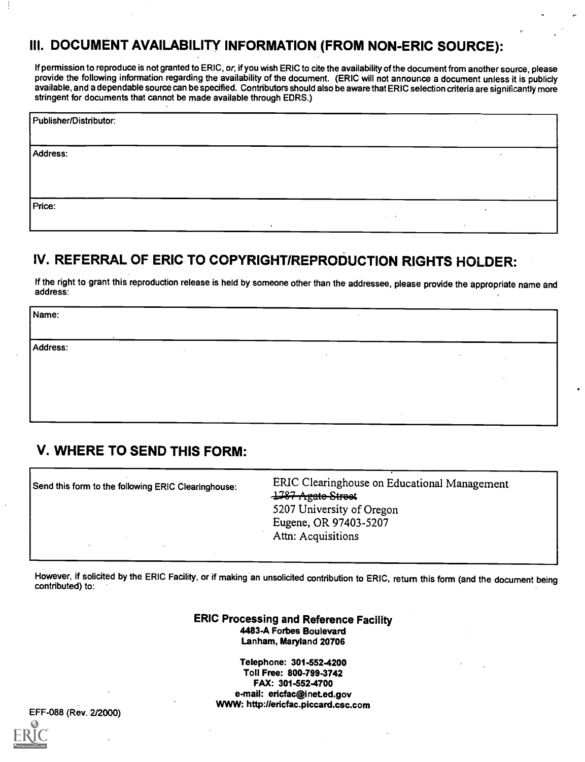## III. DOCUMENT AVAILABILITY INFORMATION (FROM NON-ERIC SOURCE):

If permission to reproduce is not granted to ERIC, *or*, if you wish ERIC to cite the availability of the document from another source, please provide the following information regarding the availability of the document. (ERIC will not announce a document unless it is publicly available, and a dependable source can be specified. Contributors should also be aware that ERIC selection criteria are significantly more stringent for documents that cannot be made available through EDRS.)

| |
|---|
| Publisher/Distributor: |
| Address: |
| Price: |

## IV. REFERRAL OF ERIC TO COPYRIGHT/REPRODUCTION RIGHTS HOLDER:

If the right to grant this reproduction release is held by someone other than the addressee, please provide the appropriate name and address:

| |
|---|
| Name: |
| Address: |

## V. WHERE TO SEND THIS FORM:

| | |
|---|---|
| Send this form to the following ERIC Clearinghouse: | ERIC Clearinghouse on Educational Management<br>~~1787 Agate Street~~<br>5207 University of Oregon<br>Eugene, OR 97403-5207<br>Attn: Acquisitions |

However, if solicited by the ERIC Facility, or if making an unsolicited contribution to ERIC, return this form (and the document being contributed) to:

**ERIC Processing and Reference Facility**
**4483-A Forbes Boulevard**
**Lanham, Maryland 20706**

**Telephone: 301-552-4200**
**Toll Free: 800-799-3742**
**FAX: 301-552-4700**
**e-mail: ericfac@inet.ed.gov**
**WWW: http://ericfac.piccard.csc.com**

EFF-088 (Rev. 2/2000)